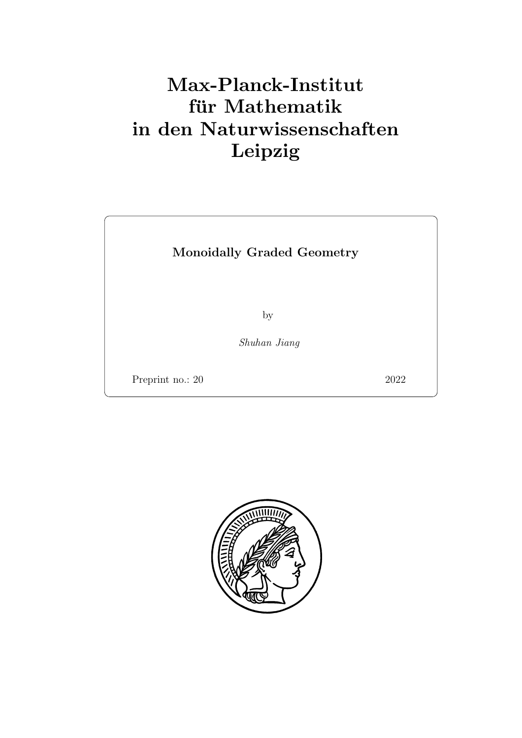# Max-Planck-Institut für Mathematik in den Naturwissenschaften Leipzig

**Monoidally Graded Geometry**

by

*Shuhan Jiang*

Preprint no.: 20 2022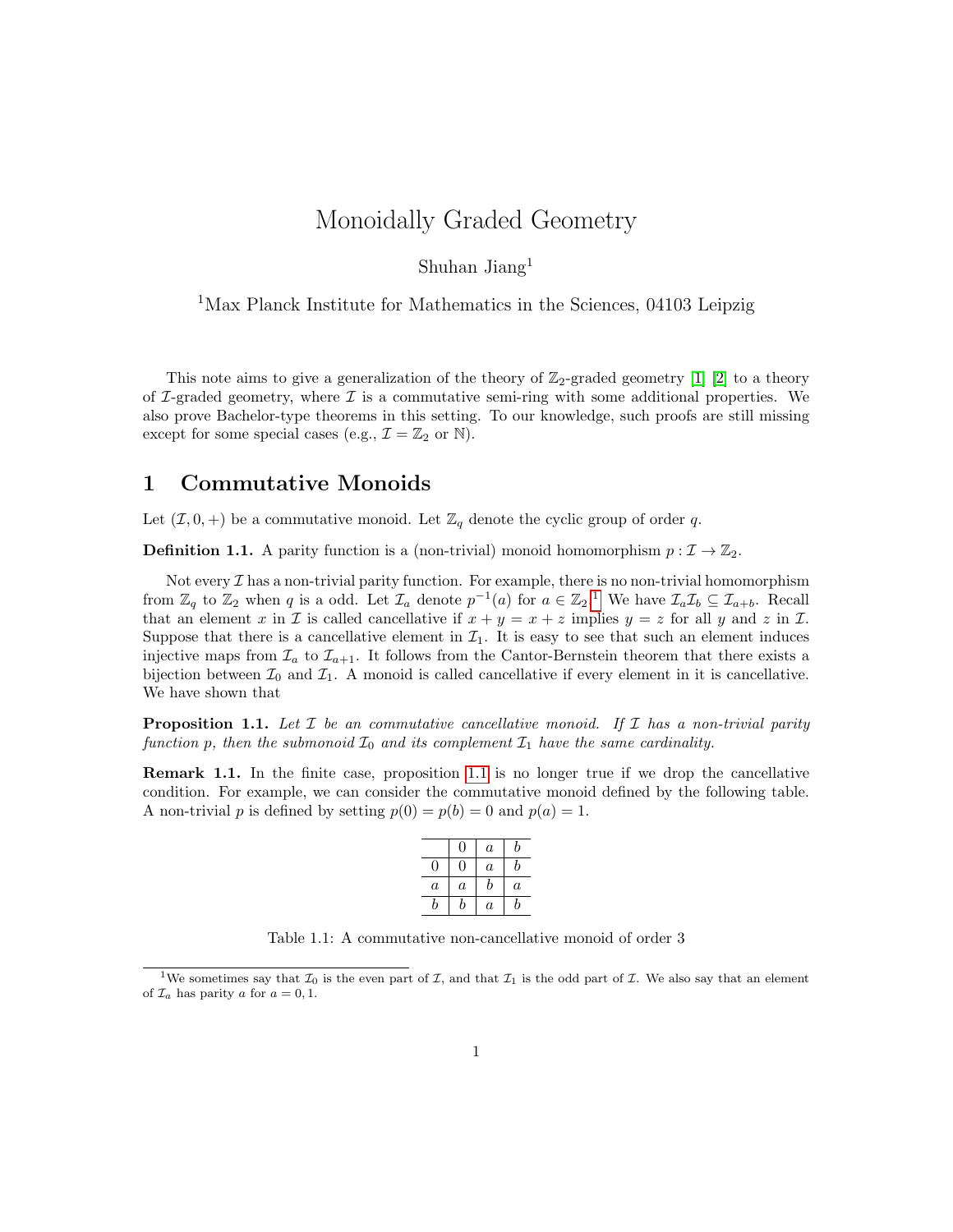# Monoidally Graded Geometry

Shuhan Jiang[1]

[1]Max Planck Institute for Mathematics in the Sciences, 04103 Leipzig

This note aims to give a generalization of the theory of $\mathbb{Z}_2$-graded geometry [1] [2] to a theory of $\mathcal{I}$-graded geometry, where $\mathcal{I}$ is a commutative semi-ring with some additional properties. We also prove Bachelor-type theorems in this setting. To our knowledge, such proofs are still missing except for some special cases (e.g., $\mathcal{I} = \mathbb{Z}_2$ or $\mathbb{N}$).

## 1 Commutative Monoids

Let $(\mathcal{I}, 0, +)$ be a commutative monoid. Let $\mathbb{Z}_q$ denote the cyclic group of order $q$.

**Definition 1.1.** A parity function is a (non-trivial) monoid homomorphism $p : \mathcal{I} \to \mathbb{Z}_2$.

Not every $\mathcal{I}$ has a non-trivial parity function. For example, there is no non-trivial homomorphism from $\mathbb{Z}_q$ to $\mathbb{Z}_2$ when $q$ is a odd. Let $\mathcal{I}_a$ denote $p^{-1}(a)$ for $a \in \mathbb{Z}_2$.[1] We have $\mathcal{I}_a\mathcal{I}_b \subseteq \mathcal{I}_{a+b}$. Recall that an element $x$ in $\mathcal{I}$ is called cancellative if $x + y = x + z$ implies $y = z$ for all $y$ and $z$ in $\mathcal{I}$. Suppose that there is a cancellative element in $\mathcal{I}_1$. It is easy to see that such an element induces injective maps from $\mathcal{I}_a$ to $\mathcal{I}_{a+1}$. It follows from the Cantor-Bernstein theorem that there exists a bijection between $\mathcal{I}_0$ and $\mathcal{I}_1$. A monoid is called cancellative if every element in it is cancellative. We have shown that

**Proposition 1.1.** *Let $\mathcal{I}$ be an commutative cancellative monoid. If $\mathcal{I}$ has a non-trivial parity function $p$, then the submonoid $\mathcal{I}_0$ and its complement $\mathcal{I}_1$ have the same cardinality.*

**Remark 1.1.** In the finite case, proposition 1.1 is no longer true if we drop the cancellative condition. For example, we can consider the commutative monoid defined by the following table. A non-trivial $p$ is defined by setting $p(0) = p(b) = 0$ and $p(a) = 1$.

| | $0$ | $a$ | $b$ |
|---|---|---|---|
| $0$ | $0$ | $a$ | $b$ |
| $a$ | $a$ | $b$ | $a$ |
| $b$ | $b$ | $a$ | $b$ |

Table 1.1: A commutative non-cancellative monoid of order 3

[1]We sometimes say that $\mathcal{I}_0$ is the even part of $\mathcal{I}$, and that $\mathcal{I}_1$ is the odd part of $\mathcal{I}$. We also say that an element of $\mathcal{I}_a$ has parity $a$ for $a = 0, 1$.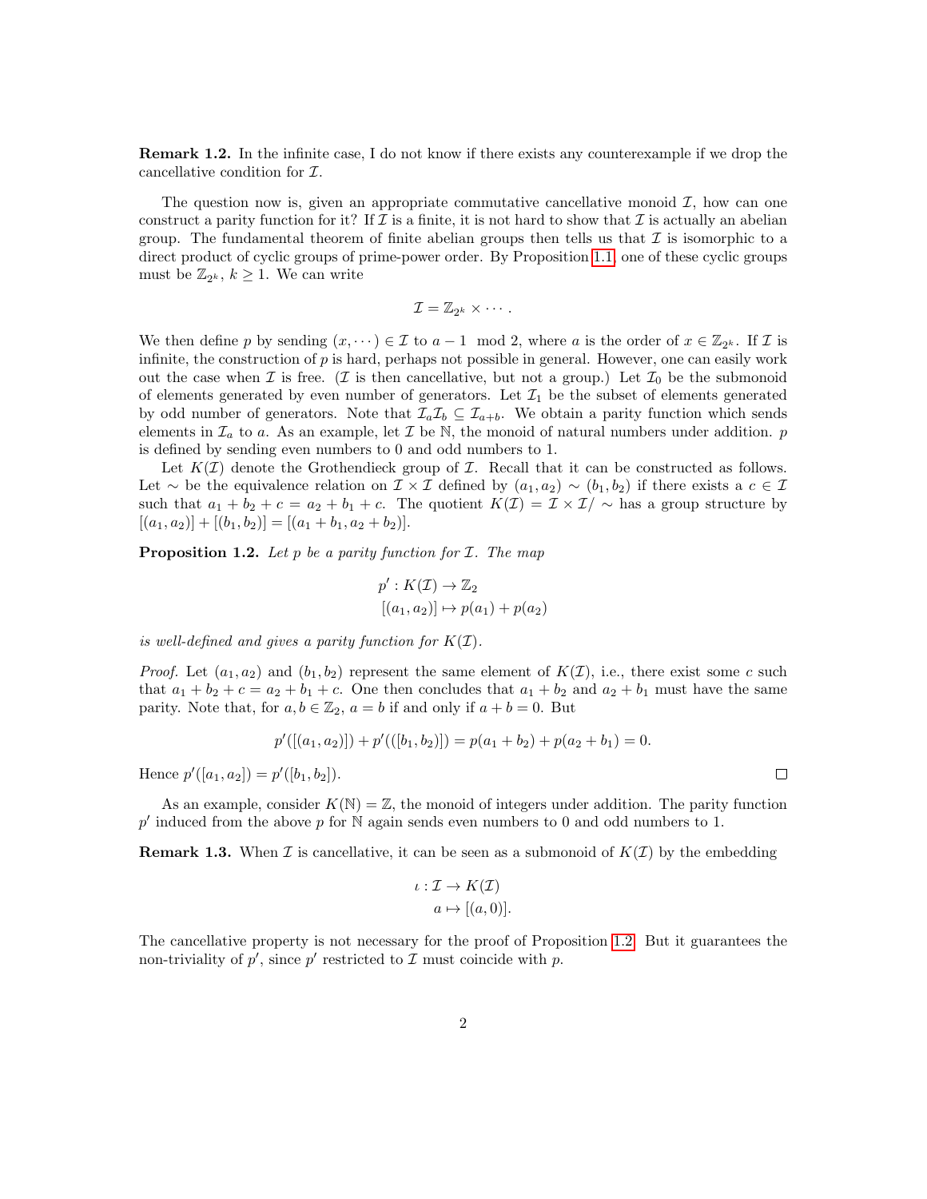**Remark 1.2.** In the infinite case, I do not know if there exists any counterexample if we drop the cancellative condition for $\mathcal{I}$.

The question now is, given an appropriate commutative cancellative monoid $\mathcal{I}$, how can one construct a parity function for it? If $\mathcal{I}$ is a finite, it is not hard to show that $\mathcal{I}$ is actually an abelian group. The fundamental theorem of finite abelian groups then tells us that $\mathcal{I}$ is isomorphic to a direct product of cyclic groups of prime-power order. By Proposition 1.1, one of these cyclic groups must be $\mathbb{Z}_{2^k}$, $k \geq 1$. We can write

$$\mathcal{I} = \mathbb{Z}_{2^k} \times \cdots .$$

We then define $p$ by sending $(x, \cdots) \in \mathcal{I}$ to $a - 1 \mod 2$, where $a$ is the order of $x \in \mathbb{Z}_{2^k}$. If $\mathcal{I}$ is infinite, the construction of $p$ is hard, perhaps not possible in general. However, one can easily work out the case when $\mathcal{I}$ is free. ($\mathcal{I}$ is then cancellative, but not a group.) Let $\mathcal{I}_0$ be the submonoid of elements generated by even number of generators. Let $\mathcal{I}_1$ be the subset of elements generated by odd number of generators. Note that $\mathcal{I}_a\mathcal{I}_b \subseteq \mathcal{I}_{a+b}$. We obtain a parity function which sends elements in $\mathcal{I}_a$ to $a$. As an example, let $\mathcal{I}$ be $\mathbb{N}$, the monoid of natural numbers under addition. $p$ is defined by sending even numbers to 0 and odd numbers to 1.

Let $K(\mathcal{I})$ denote the Grothendieck group of $\mathcal{I}$. Recall that it can be constructed as follows. Let $\sim$ be the equivalence relation on $\mathcal{I} \times \mathcal{I}$ defined by $(a_1, a_2) \sim (b_1, b_2)$ if there exists a $c \in \mathcal{I}$ such that $a_1 + b_2 + c = a_2 + b_1 + c$. The quotient $K(\mathcal{I}) = \mathcal{I} \times \mathcal{I}/\sim$ has a group structure by $[(a_1, a_2)] + [(b_1, b_2)] = [(a_1 + b_1, a_2 + b_2)]$.

**Proposition 1.2.** *Let $p$ be a parity function for $\mathcal{I}$. The map*

$$\begin{aligned} p' : K(\mathcal{I}) &\to \mathbb{Z}_2 \\ [(a_1, a_2)] &\mapsto p(a_1) + p(a_2) \end{aligned}$$

*is well-defined and gives a parity function for $K(\mathcal{I})$.*

*Proof.* Let $(a_1, a_2)$ and $(b_1, b_2)$ represent the same element of $K(\mathcal{I})$, i.e., there exist some $c$ such that $a_1 + b_2 + c = a_2 + b_1 + c$. One then concludes that $a_1 + b_2$ and $a_2 + b_1$ must have the same parity. Note that, for $a, b \in \mathbb{Z}_2$, $a = b$ if and only if $a + b = 0$. But

$$p'([(a_1, a_2)]) + p'(([b_1, b_2)]) = p(a_1 + b_2) + p(a_2 + b_1) = 0.$$

Hence $p'([a_1, a_2]) = p'([b_1, b_2])$. $\square$

As an example, consider $K(\mathbb{N}) = \mathbb{Z}$, the monoid of integers under addition. The parity function $p'$ induced from the above $p$ for $\mathbb{N}$ again sends even numbers to 0 and odd numbers to 1.

**Remark 1.3.** When $\mathcal{I}$ is cancellative, it can be seen as a submonoid of $K(\mathcal{I})$ by the embedding

$$\begin{aligned} \iota : \mathcal{I} &\to K(\mathcal{I}) \\ a &\mapsto [(a, 0)]. \end{aligned}$$

The cancellative property is not necessary for the proof of Proposition 1.2. But it guarantees the non-triviality of $p'$, since $p'$ restricted to $\mathcal{I}$ must coincide with $p$.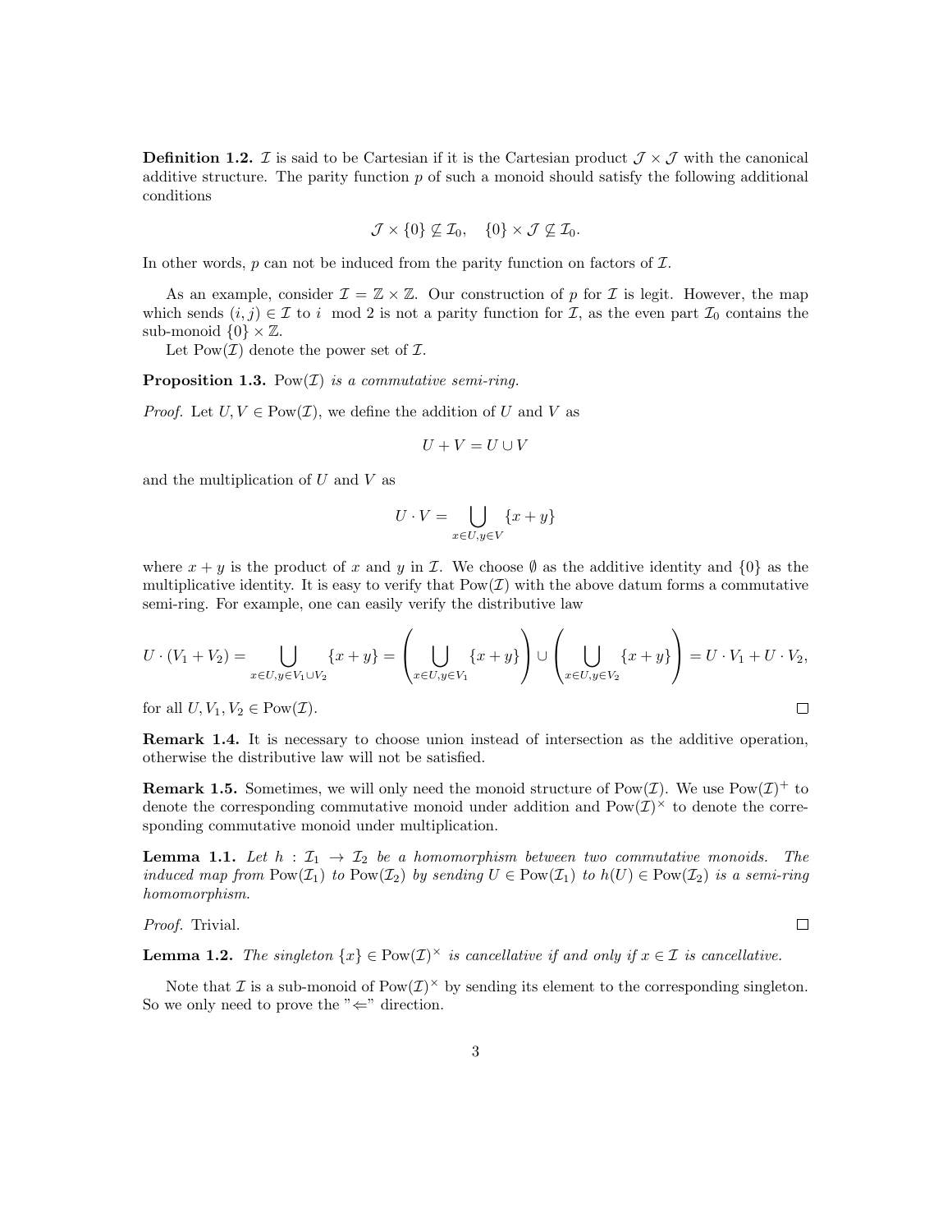**Definition 1.2.** $\mathcal{I}$ is said to be Cartesian if it is the Cartesian product $\mathcal{J} \times \mathcal{J}$ with the canonical additive structure. The parity function $p$ of such a monoid should satisfy the following additional conditions

$$\mathcal{J} \times \{0\} \not\subseteq \mathcal{I}_0, \quad \{0\} \times \mathcal{J} \not\subseteq \mathcal{I}_0.$$

In other words, $p$ can not be induced from the parity function on factors of $\mathcal{I}$.

As an example, consider $\mathcal{I} = \mathbb{Z} \times \mathbb{Z}$. Our construction of $p$ for $\mathcal{I}$ is legit. However, the map which sends $(i, j) \in \mathcal{I}$ to $i \mod 2$ is not a parity function for $\mathcal{I}$, as the even part $\mathcal{I}_0$ contains the sub-monoid $\{0\} \times \mathbb{Z}$.

Let $\mathrm{Pow}(\mathcal{I})$ denote the power set of $\mathcal{I}$.

**Proposition 1.3.** *$\mathrm{Pow}(\mathcal{I})$ is a commutative semi-ring.*

*Proof.* Let $U, V \in \mathrm{Pow}(\mathcal{I})$, we define the addition of $U$ and $V$ as

$$U + V = U \cup V$$

and the multiplication of $U$ and $V$ as

$$U \cdot V = \bigcup_{x \in U, y \in V} \{x + y\}$$

where $x + y$ is the product of $x$ and $y$ in $\mathcal{I}$. We choose $\emptyset$ as the additive identity and $\{0\}$ as the multiplicative identity. It is easy to verify that $\mathrm{Pow}(\mathcal{I})$ with the above datum forms a commutative semi-ring. For example, one can easily verify the distributive law

$$U \cdot (V_1 + V_2) = \bigcup_{x \in U, y \in V_1 \cup V_2} \{x + y\} = \left( \bigcup_{x \in U, y \in V_1} \{x + y\} \right) \cup \left( \bigcup_{x \in U, y \in V_2} \{x + y\} \right) = U \cdot V_1 + U \cdot V_2,$$

for all $U, V_1, V_2 \in \mathrm{Pow}(\mathcal{I})$. $\square$

**Remark 1.4.** It is necessary to choose union instead of intersection as the additive operation, otherwise the distributive law will not be satisfied.

**Remark 1.5.** Sometimes, we will only need the monoid structure of $\mathrm{Pow}(\mathcal{I})$. We use $\mathrm{Pow}(\mathcal{I})^+$ to denote the corresponding commutative monoid under addition and $\mathrm{Pow}(\mathcal{I})^\times$ to denote the corresponding commutative monoid under multiplication.

**Lemma 1.1.** *Let $h : \mathcal{I}_1 \to \mathcal{I}_2$ be a homomorphism between two commutative monoids. The induced map from $\mathrm{Pow}(\mathcal{I}_1)$ to $\mathrm{Pow}(\mathcal{I}_2)$ by sending $U \in \mathrm{Pow}(\mathcal{I}_1)$ to $h(U) \in \mathrm{Pow}(\mathcal{I}_2)$ is a semi-ring homomorphism.*

*Proof.* Trivial. $\square$

**Lemma 1.2.** *The singleton $\{x\} \in \mathrm{Pow}(\mathcal{I})^\times$ is cancellative if and only if $x \in \mathcal{I}$ is cancellative.*

Note that $\mathcal{I}$ is a sub-monoid of $\mathrm{Pow}(\mathcal{I})^\times$ by sending its element to the corresponding singleton. So we only need to prove the "$\Leftarrow$" direction.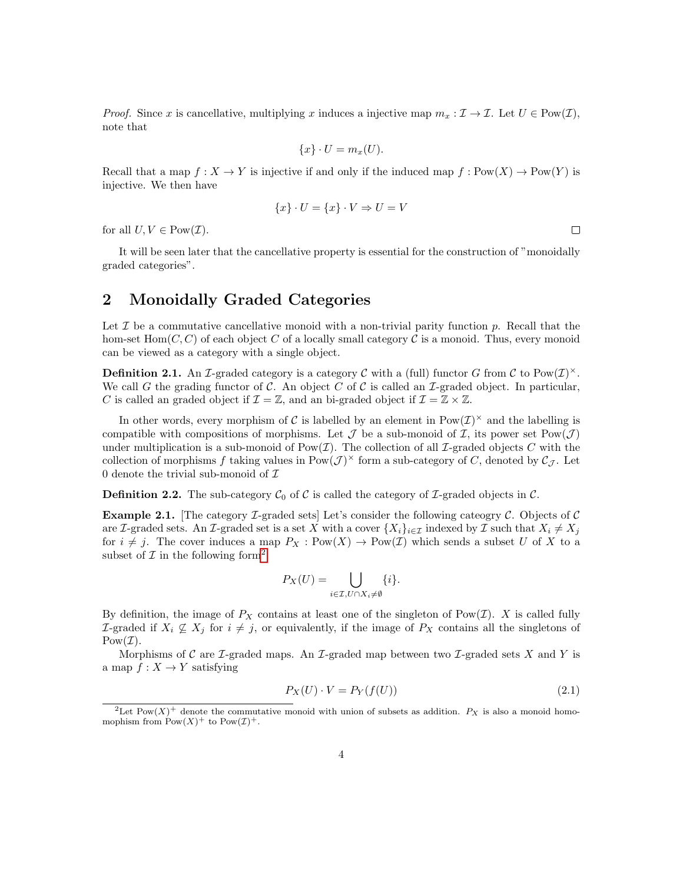*Proof.* Since $x$ is cancellative, multiplying $x$ induces a injective map $m_x : \mathcal{I} \to \mathcal{I}$. Let $U \in \mathrm{Pow}(\mathcal{I})$, note that

$$\{x\} \cdot U = m_x(U).$$

Recall that a map $f : X \to Y$ is injective if and only if the induced map $f : \mathrm{Pow}(X) \to \mathrm{Pow}(Y)$ is injective. We then have

$$\{x\} \cdot U = \{x\} \cdot V \Rightarrow U = V$$

for all $U, V \in \mathrm{Pow}(\mathcal{I})$. $\square$

It will be seen later that the cancellative property is essential for the construction of "monoidally graded categories".

## 2 Monoidally Graded Categories

Let $\mathcal{I}$ be a commutative cancellative monoid with a non-trivial parity function $p$. Recall that the hom-set $\mathrm{Hom}(C, C)$ of each object $C$ of a locally small category $\mathcal{C}$ is a monoid. Thus, every monoid can be viewed as a category with a single object.

**Definition 2.1.** An $\mathcal{I}$-graded category is a category $\mathcal{C}$ with a (full) functor $G$ from $\mathcal{C}$ to $\mathrm{Pow}(\mathcal{I})^\times$. We call $G$ the grading functor of $\mathcal{C}$. An object $C$ of $\mathcal{C}$ is called an $\mathcal{I}$-graded object. In particular, $C$ is called an graded object if $\mathcal{I} = \mathbb{Z}$, and an bi-graded object if $\mathcal{I} = \mathbb{Z} \times \mathbb{Z}$.

In other words, every morphism of $\mathcal{C}$ is labelled by an element in $\mathrm{Pow}(\mathcal{I})^\times$ and the labelling is compatible with compositions of morphisms. Let $\mathcal{J}$ be a sub-monoid of $\mathcal{I}$, its power set $\mathrm{Pow}(\mathcal{J})$ under multiplication is a sub-monoid of $\mathrm{Pow}(\mathcal{I})$. The collection of all $\mathcal{I}$-graded objects $C$ with the collection of morphisms $f$ taking values in $\mathrm{Pow}(\mathcal{J})^\times$ form a sub-category of $C$, denoted by $\mathcal{C}_\mathcal{J}$. Let 0 denote the trivial sub-monoid of $\mathcal{I}$

**Definition 2.2.** The sub-category $\mathcal{C}_0$ of $\mathcal{C}$ is called the category of $\mathcal{I}$-graded objects in $\mathcal{C}$.

**Example 2.1.** [The category $\mathcal{I}$-graded sets] Let's consider the following cateogry $\mathcal{C}$. Objects of $\mathcal{C}$ are $\mathcal{I}$-graded sets. An $\mathcal{I}$-graded set is a set $X$ with a cover $\{X_i\}_{i \in \mathcal{I}}$ indexed by $\mathcal{I}$ such that $X_i \neq X_j$ for $i \neq j$. The cover induces a map $P_X : \mathrm{Pow}(X) \to \mathrm{Pow}(\mathcal{I})$ which sends a subset $U$ of $X$ to a subset of $\mathcal{I}$ in the following form[2]

$$P_X(U) = \bigcup_{i \in \mathcal{I}, U \cap X_i \neq \emptyset} \{i\}.$$

By definition, the image of $P_X$ contains at least one of the singleton of $\mathrm{Pow}(\mathcal{I})$. $X$ is called fully $\mathcal{I}$-graded if $X_i \not\subseteq X_j$ for $i \neq j$, or equivalently, if the image of $P_X$ contains all the singletons of $\mathrm{Pow}(\mathcal{I})$.

Morphisms of $\mathcal{C}$ are $\mathcal{I}$-graded maps. An $\mathcal{I}$-graded map between two $\mathcal{I}$-graded sets $X$ and $Y$ is a map $f : X \to Y$ satisfying

$$P_X(U) \cdot V = P_Y(f(U)) \tag{2.1}$$

[2] Let $\mathrm{Pow}(X)^+$ denote the commutative monoid with union of subsets as addition. $P_X$ is also a monoid homomophism from $\mathrm{Pow}(X)^+$ to $\mathrm{Pow}(\mathcal{I})^+$.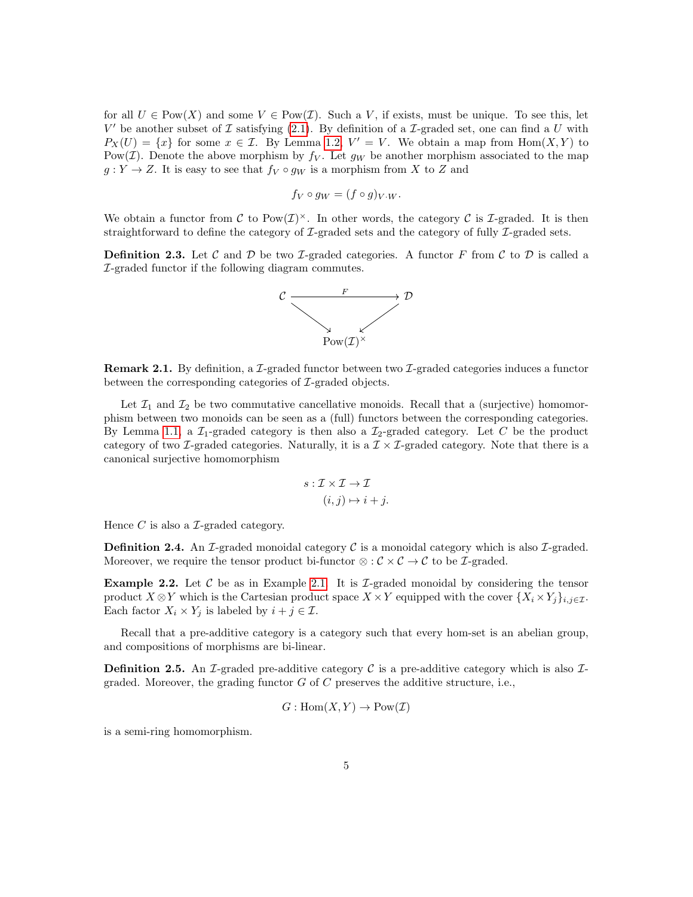for all $U \in \mathrm{Pow}(X)$ and some $V \in \mathrm{Pow}(\mathcal{I})$. Such a $V$, if exists, must be unique. To see this, let $V'$ be another subset of $\mathcal{I}$ satisfying (2.1). By definition of a $\mathcal{I}$-graded set, one can find a $U$ with $P_X(U) = \{x\}$ for some $x \in \mathcal{I}$. By Lemma 1.2, $V' = V$. We obtain a map from $\mathrm{Hom}(X, Y)$ to $\mathrm{Pow}(\mathcal{I})$. Denote the above morphism by $f_V$. Let $g_W$ be another morphism associated to the map $g : Y \to Z$. It is easy to see that $f_V \circ g_W$ is a morphism from $X$ to $Z$ and

$$f_V \circ g_W = (f \circ g)_{V \cdot W}.$$

We obtain a functor from $\mathcal{C}$ to $\mathrm{Pow}(\mathcal{I})^\times$. In other words, the category $\mathcal{C}$ is $\mathcal{I}$-graded. It is then straightforward to define the category of $\mathcal{I}$-graded sets and the category of fully $\mathcal{I}$-graded sets.

**Definition 2.3.** Let $\mathcal{C}$ and $\mathcal{D}$ be two $\mathcal{I}$-graded categories. A functor $F$ from $\mathcal{C}$ to $\mathcal{D}$ is called a $\mathcal{I}$-graded functor if the following diagram commutes.

$$\begin{array}{ccc} \mathcal{C} & \xrightarrow{\quad F \quad} & \mathcal{D} \\ & \searrow \quad \swarrow & \\ & \mathrm{Pow}(\mathcal{I})^\times & \end{array}$$

**Remark 2.1.** By definition, a $\mathcal{I}$-graded functor between two $\mathcal{I}$-graded categories induces a functor between the corresponding categories of $\mathcal{I}$-graded objects.

Let $\mathcal{I}_1$ and $\mathcal{I}_2$ be two commutative cancellative monoids. Recall that a (surjective) homomorphism between two monoids can be seen as a (full) functors between the corresponding categories. By Lemma 1.1, a $\mathcal{I}_1$-graded category is then also a $\mathcal{I}_2$-graded category. Let $C$ be the product category of two $\mathcal{I}$-graded categories. Naturally, it is a $\mathcal{I} \times \mathcal{I}$-graded category. Note that there is a canonical surjective homomorphism

$$\begin{aligned} s : \mathcal{I} \times \mathcal{I} &\to \mathcal{I} \\ (i, j) &\mapsto i + j. \end{aligned}$$

Hence $C$ is also a $\mathcal{I}$-graded category.

**Definition 2.4.** An $\mathcal{I}$-graded monoidal category $\mathcal{C}$ is a monoidal category which is also $\mathcal{I}$-graded. Moreover, we require the tensor product bi-functor $\otimes : \mathcal{C} \times \mathcal{C} \to \mathcal{C}$ to be $\mathcal{I}$-graded.

**Example 2.2.** Let $\mathcal{C}$ be as in Example 2.1. It is $\mathcal{I}$-graded monoidal by considering the tensor product $X \otimes Y$ which is the Cartesian product space $X \times Y$ equipped with the cover $\{X_i \times Y_j\}_{i,j \in \mathcal{I}}$. Each factor $X_i \times Y_j$ is labeled by $i + j \in \mathcal{I}$.

Recall that a pre-additive category is a category such that every hom-set is an abelian group, and compositions of morphisms are bi-linear.

**Definition 2.5.** An $\mathcal{I}$-graded pre-additive category $\mathcal{C}$ is a pre-additive category which is also $\mathcal{I}$-graded. Moreover, the grading functor $G$ of $C$ preserves the additive structure, i.e.,

$$G : \mathrm{Hom}(X, Y) \to \mathrm{Pow}(\mathcal{I})$$

is a semi-ring homomorphism.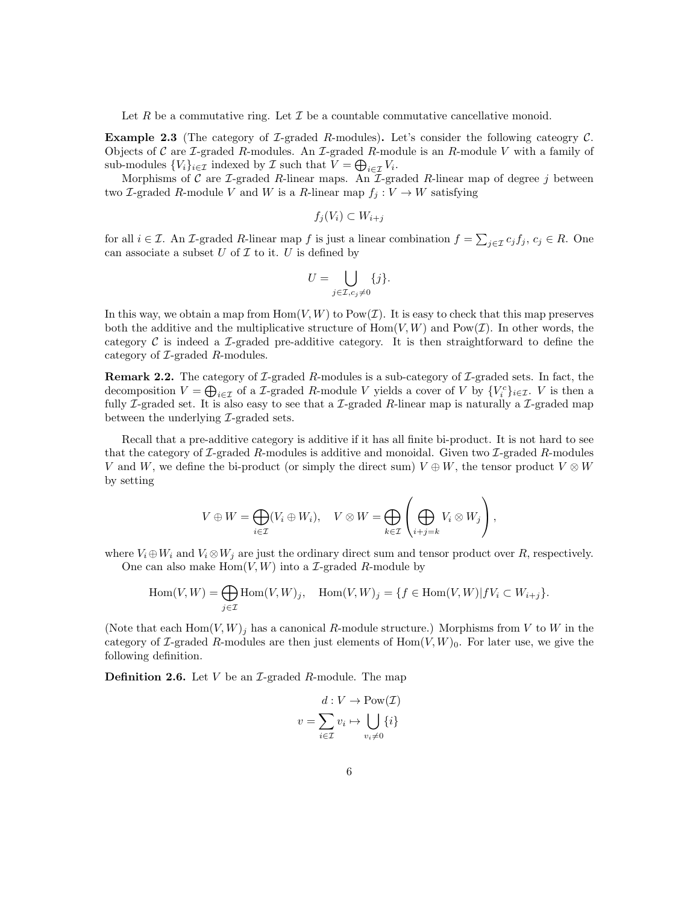Let $R$ be a commutative ring. Let $\mathcal{I}$ be a countable commutative cancellative monoid.

**Example 2.3** (The category of $\mathcal{I}$-graded $R$-modules)**.** Let's consider the following cateogry $\mathcal{C}$. Objects of $\mathcal{C}$ are $\mathcal{I}$-graded $R$-modules. An $\mathcal{I}$-graded $R$-module is an $R$-module $V$ with a family of sub-modules $\{V_i\}_{i\in\mathcal{I}}$ indexed by $\mathcal{I}$ such that $V = \bigoplus_{i\in\mathcal{I}} V_i$.

Morphisms of $\mathcal{C}$ are $\mathcal{I}$-graded $R$-linear maps. An $\mathcal{I}$-graded $R$-linear map of degree $j$ between two $\mathcal{I}$-graded $R$-module $V$ and $W$ is a $R$-linear map $f_j : V \to W$ satisfying

$$f_j(V_i) \subset W_{i+j}$$

for all $i \in \mathcal{I}$. An $\mathcal{I}$-graded $R$-linear map $f$ is just a linear combination $f = \sum_{j\in\mathcal{I}} c_j f_j$, $c_j \in R$. One can associate a subset $U$ of $\mathcal{I}$ to it. $U$ is defined by

$$U = \bigcup_{j\in\mathcal{I}, c_j\neq 0} \{j\}.$$

In this way, we obtain a map from $\mathrm{Hom}(V, W)$ to $\mathrm{Pow}(\mathcal{I})$. It is easy to check that this map preserves both the additive and the multiplicative structure of $\mathrm{Hom}(V, W)$ and $\mathrm{Pow}(\mathcal{I})$. In other words, the category $\mathcal{C}$ is indeed a $\mathcal{I}$-graded pre-additive category. It is then straightforward to define the category of $\mathcal{I}$-graded $R$-modules.

**Remark 2.2.** The category of $\mathcal{I}$-graded $R$-modules is a sub-category of $\mathcal{I}$-graded sets. In fact, the decomposition $V = \bigoplus_{i\in\mathcal{I}} V_i$ of a $\mathcal{I}$-graded $R$-module $V$ yields a cover of $V$ by $\{V_i^c\}_{i\in\mathcal{I}}$. $V$ is then a fully $\mathcal{I}$-graded set. It is also easy to see that a $\mathcal{I}$-graded $R$-linear map is naturally a $\mathcal{I}$-graded map between the underlying $\mathcal{I}$-graded sets.

Recall that a pre-additive category is additive if it has all finite bi-product. It is not hard to see that the category of $\mathcal{I}$-graded $R$-modules is additive and monoidal. Given two $\mathcal{I}$-graded $R$-modules $V$ and $W$, we define the bi-product (or simply the direct sum) $V \oplus W$, the tensor product $V \otimes W$ by setting

$$V \oplus W = \bigoplus_{i\in\mathcal{I}} (V_i \oplus W_i), \quad V \otimes W = \bigoplus_{k\in\mathcal{I}} \left( \bigoplus_{i+j=k} V_i \otimes W_j \right),$$

where $V_i \oplus W_i$ and $V_i \otimes W_j$ are just the ordinary direct sum and tensor product over $R$, respectively.

One can also make $\mathrm{Hom}(V, W)$ into a $\mathcal{I}$-graded $R$-module by

$$\mathrm{Hom}(V, W) = \bigoplus_{j\in\mathcal{I}} \mathrm{Hom}(V, W)_j, \quad \mathrm{Hom}(V, W)_j = \{f \in \mathrm{Hom}(V, W) | fV_i \subset W_{i+j}\}.$$

(Note that each $\mathrm{Hom}(V, W)_j$ has a canonical $R$-module structure.) Morphisms from $V$ to $W$ in the category of $\mathcal{I}$-graded $R$-modules are then just elements of $\mathrm{Hom}(V, W)_0$. For later use, we give the following definition.

**Definition 2.6.** Let $V$ be an $\mathcal{I}$-graded $R$-module. The map

$$d : V \to \mathrm{Pow}(\mathcal{I})$$
$$v = \sum_{i\in\mathcal{I}} v_i \mapsto \bigcup_{v_i\neq 0} \{i\}$$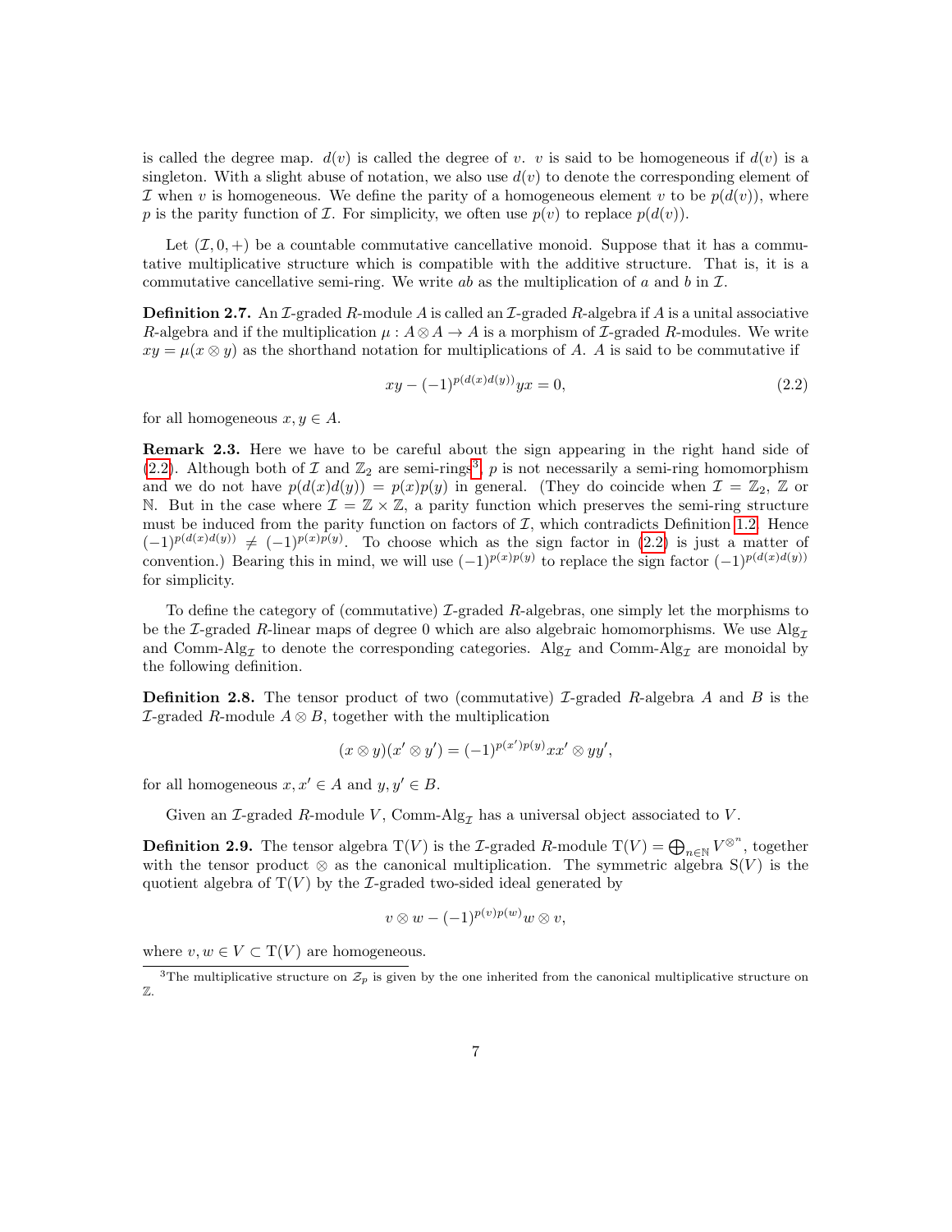is called the degree map. $d(v)$ is called the degree of $v$. $v$ is said to be homogeneous if $d(v)$ is a singleton. With a slight abuse of notation, we also use $d(v)$ to denote the corresponding element of $\mathcal{I}$ when $v$ is homogeneous. We define the parity of a homogeneous element $v$ to be $p(d(v))$, where $p$ is the parity function of $\mathcal{I}$. For simplicity, we often use $p(v)$ to replace $p(d(v))$.

Let $(\mathcal{I}, 0, +)$ be a countable commutative cancellative monoid. Suppose that it has a commutative multiplicative structure which is compatible with the additive structure. That is, it is a commutative cancellative semi-ring. We write $ab$ as the multiplication of $a$ and $b$ in $\mathcal{I}$.

**Definition 2.7.** An $\mathcal{I}$-graded $R$-module $A$ is called an $\mathcal{I}$-graded $R$-algebra if $A$ is a unital associative $R$-algebra and if the multiplication $\mu : A \otimes A \to A$ is a morphism of $\mathcal{I}$-graded $R$-modules. We write $xy = \mu(x \otimes y)$ as the shorthand notation for multiplications of $A$. $A$ is said to be commutative if

$$xy - (-1)^{p(d(x)d(y))} yx = 0, \tag{2.2}$$

for all homogeneous $x, y \in A$.

**Remark 2.3.** Here we have to be careful about the sign appearing in the right hand side of (2.2). Although both of $\mathcal{I}$ and $\mathbb{Z}_2$ are semi-rings[3], $p$ is not necessarily a semi-ring homomorphism and we do not have $p(d(x)d(y)) = p(x)p(y)$ in general. (They do coincide when $\mathcal{I} = \mathbb{Z}_2$, $\mathbb{Z}$ or $\mathbb{N}$. But in the case where $\mathcal{I} = \mathbb{Z} \times \mathbb{Z}$, a parity function which preserves the semi-ring structure must be induced from the parity function on factors of $\mathcal{I}$, which contradicts Definition 1.2. Hence $(-1)^{p(d(x)d(y))} \neq (-1)^{p(x)p(y)}$. To choose which as the sign factor in (2.2) is just a matter of convention.) Bearing this in mind, we will use $(-1)^{p(x)p(y)}$ to replace the sign factor $(-1)^{p(d(x)d(y))}$ for simplicity.

To define the category of (commutative) $\mathcal{I}$-graded $R$-algebras, one simply let the morphisms to be the $\mathcal{I}$-graded $R$-linear maps of degree 0 which are also algebraic homomorphisms. We use $\mathrm{Alg}_{\mathcal{I}}$ and $\mathrm{Comm\text{-}Alg}_{\mathcal{I}}$ to denote the corresponding categories. $\mathrm{Alg}_{\mathcal{I}}$ and $\mathrm{Comm\text{-}Alg}_{\mathcal{I}}$ are monoidal by the following definition.

**Definition 2.8.** The tensor product of two (commutative) $\mathcal{I}$-graded $R$-algebra $A$ and $B$ is the $\mathcal{I}$-graded $R$-module $A \otimes B$, together with the multiplication

$$(x \otimes y)(x' \otimes y') = (-1)^{p(x')p(y)} xx' \otimes yy',$$

for all homogeneous $x, x' \in A$ and $y, y' \in B$.

Given an $\mathcal{I}$-graded $R$-module $V$, $\mathrm{Comm\text{-}Alg}_{\mathcal{I}}$ has a universal object associated to $V$.

**Definition 2.9.** The tensor algebra $\mathrm{T}(V)$ is the $\mathcal{I}$-graded $R$-module $\mathrm{T}(V) = \bigoplus_{n \in \mathbb{N}} V^{\otimes^n}$, together with the tensor product $\otimes$ as the canonical multiplication. The symmetric algebra $\mathrm{S}(V)$ is the quotient algebra of $\mathrm{T}(V)$ by the $\mathcal{I}$-graded two-sided ideal generated by

$$v \otimes w - (-1)^{p(v)p(w)} w \otimes v,$$

where $v, w \in V \subset \mathrm{T}(V)$ are homogeneous.

[3] The multiplicative structure on $\mathcal{Z}_p$ is given by the one inherited from the canonical multiplicative structure on $\mathbb{Z}$.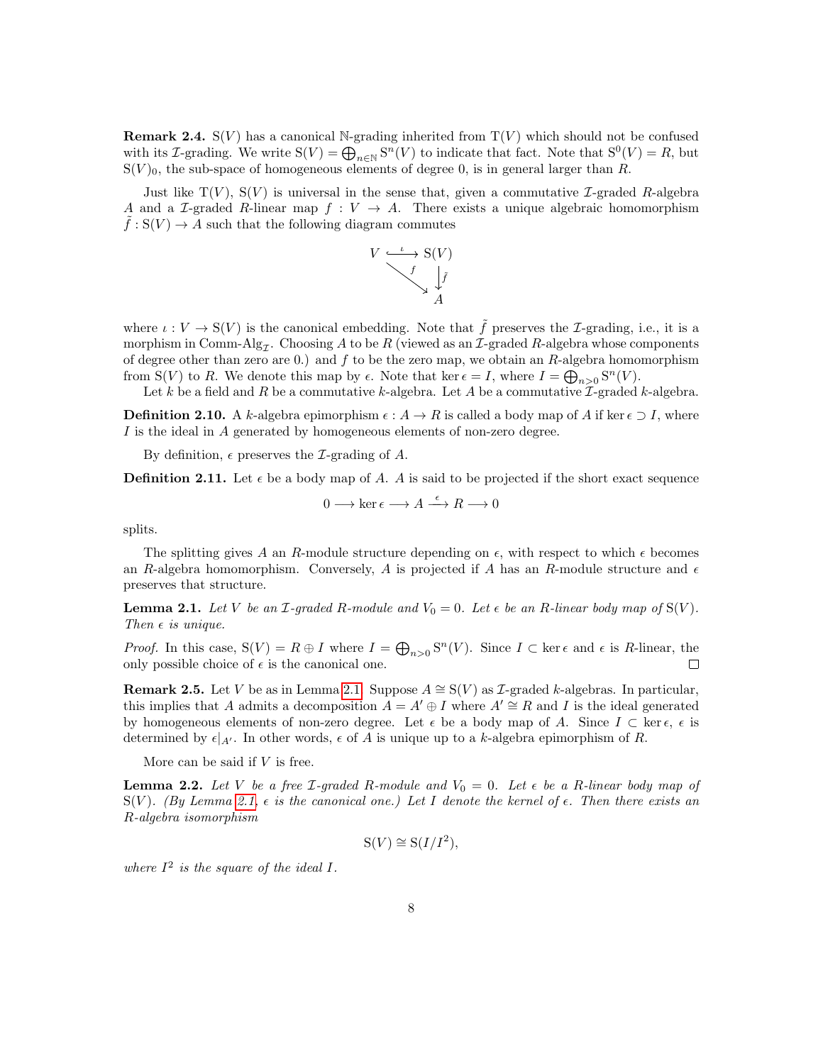**Remark 2.4.** $\mathrm{S}(V)$ has a canonical $\mathbb{N}$-grading inherited from $\mathrm{T}(V)$ which should not be confused with its $\mathcal{I}$-grading. We write $\mathrm{S}(V) = \bigoplus_{n\in\mathbb{N}} \mathrm{S}^n(V)$ to indicate that fact. Note that $\mathrm{S}^0(V) = R$, but $\mathrm{S}(V)_0$, the sub-space of homogeneous elements of degree 0, is in general larger than $R$.

Just like $\mathrm{T}(V)$, $\mathrm{S}(V)$ is universal in the sense that, given a commutative $\mathcal{I}$-graded $R$-algebra $A$ and a $\mathcal{I}$-graded $R$-linear map $f : V \to A$. There exists a unique algebraic homomorphism $\tilde{f} : \mathrm{S}(V) \to A$ such that the following diagram commutes

$$
\begin{array}{ccc}
V & \overset{\iota}{\hookrightarrow} & \mathrm{S}(V) \\
 & \searrow^{f} & \downarrow{\tilde{f}} \\
 & & A
\end{array}
$$

where $\iota : V \to \mathrm{S}(V)$ is the canonical embedding. Note that $\tilde{f}$ preserves the $\mathcal{I}$-grading, i.e., it is a morphism in Comm-Alg$_{\mathcal{I}}$. Choosing $A$ to be $R$ (viewed as an $\mathcal{I}$-graded $R$-algebra whose components of degree other than zero are 0.) and $f$ to be the zero map, we obtain an $R$-algebra homomorphism from $\mathrm{S}(V)$ to $R$. We denote this map by $\epsilon$. Note that $\ker\epsilon = I$, where $I = \bigoplus_{n>0} \mathrm{S}^n(V)$.

Let $k$ be a field and $R$ be a commutative $k$-algebra. Let $A$ be a commutative $\mathcal{I}$-graded $k$-algebra.

**Definition 2.10.** A $k$-algebra epimorphism $\epsilon : A \to R$ is called a body map of $A$ if $\ker\epsilon \supset I$, where $I$ is the ideal in $A$ generated by homogeneous elements of non-zero degree.

By definition, $\epsilon$ preserves the $\mathcal{I}$-grading of $A$.

**Definition 2.11.** Let $\epsilon$ be a body map of $A$. $A$ is said to be projected if the short exact sequence

$$0 \longrightarrow \ker\epsilon \longrightarrow A \overset{\epsilon}{\longrightarrow} R \longrightarrow 0$$

splits.

The splitting gives $A$ an $R$-module structure depending on $\epsilon$, with respect to which $\epsilon$ becomes an $R$-algebra homomorphism. Conversely, $A$ is projected if $A$ has an $R$-module structure and $\epsilon$ preserves that structure.

**Lemma 2.1.** *Let $V$ be an $\mathcal{I}$-graded $R$-module and $V_0 = 0$. Let $\epsilon$ be an $R$-linear body map of $\mathrm{S}(V)$. Then $\epsilon$ is unique.*

*Proof.* In this case, $\mathrm{S}(V) = R \oplus I$ where $I = \bigoplus_{n>0} \mathrm{S}^n(V)$. Since $I \subset \ker\epsilon$ and $\epsilon$ is $R$-linear, the only possible choice of $\epsilon$ is the canonical one. □

**Remark 2.5.** Let $V$ be as in Lemma 2.1. Suppose $A \cong \mathrm{S}(V)$ as $\mathcal{I}$-graded $k$-algebras. In particular, this implies that $A$ admits a decomposition $A = A' \oplus I$ where $A' \cong R$ and $I$ is the ideal generated by homogeneous elements of non-zero degree. Let $\epsilon$ be a body map of $A$. Since $I \subset \ker\epsilon$, $\epsilon$ is determined by $\epsilon|_{A'}$. In other words, $\epsilon$ of $A$ is unique up to a $k$-algebra epimorphism of $R$.

More can be said if $V$ is free.

**Lemma 2.2.** *Let $V$ be a free $\mathcal{I}$-graded $R$-module and $V_0 = 0$. Let $\epsilon$ be a $R$-linear body map of $\mathrm{S}(V)$. (By Lemma 2.1, $\epsilon$ is the canonical one.) Let $I$ denote the kernel of $\epsilon$. Then there exists an $R$-algebra isomorphism*

$$\mathrm{S}(V) \cong \mathrm{S}(I/I^2),$$

*where $I^2$ is the square of the ideal $I$.*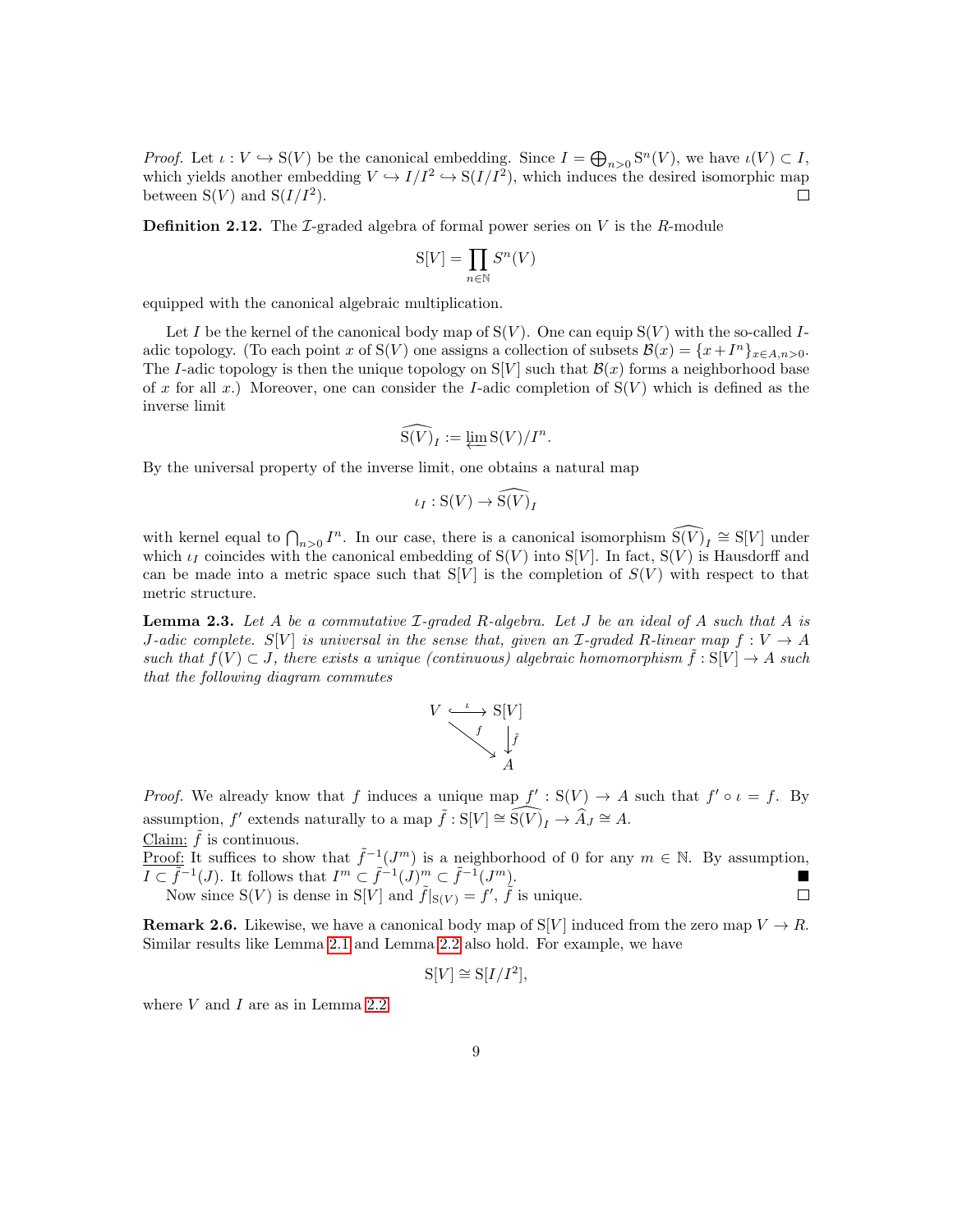*Proof.* Let $\iota : V \hookrightarrow \mathrm{S}(V)$ be the canonical embedding. Since $I = \bigoplus_{n>0} \mathrm{S}^n(V)$, we have $\iota(V) \subset I$, which yields another embedding $V \hookrightarrow I/I^2 \hookrightarrow \mathrm{S}(I/I^2)$, which induces the desired isomorphic map between $\mathrm{S}(V)$ and $\mathrm{S}(I/I^2)$. □

**Definition 2.12.** The $\mathcal{I}$-graded algebra of formal power series on $V$ is the $R$-module

$$\mathrm{S}[V] = \prod_{n\in\mathbb{N}} S^n(V)$$

equipped with the canonical algebraic multiplication.

Let $I$ be the kernel of the canonical body map of $\mathrm{S}(V)$. One can equip $\mathrm{S}(V)$ with the so-called $I$-adic topology. (To each point $x$ of $\mathrm{S}(V)$ one assigns a collection of subsets $\mathcal{B}(x) = \{x + I^n\}_{x\in A, n>0}$. The $I$-adic topology is then the unique topology on $\mathrm{S}[V]$ such that $\mathcal{B}(x)$ forms a neighborhood base of $x$ for all $x$.) Moreover, one can consider the $I$-adic completion of $\mathrm{S}(V)$ which is defined as the inverse limit

$$\widehat{\mathrm{S}(V)}_I := \varprojlim \mathrm{S}(V)/I^n.$$

By the universal property of the inverse limit, one obtains a natural map

$$\iota_I : \mathrm{S}(V) \to \widehat{\mathrm{S}(V)}_I$$

with kernel equal to $\bigcap_{n>0} I^n$. In our case, there is a canonical isomorphism $\widehat{\mathrm{S}(V)}_I \cong \mathrm{S}[V]$ under which $\iota_I$ coincides with the canonical embedding of $\mathrm{S}(V)$ into $\mathrm{S}[V]$. In fact, $\mathrm{S}(V)$ is Hausdorff and can be made into a metric space such that $\mathrm{S}[V]$ is the completion of $S(V)$ with respect to that metric structure.

**Lemma 2.3.** *Let $A$ be a commutative $\mathcal{I}$-graded $R$-algebra. Let $J$ be an ideal of $A$ such that $A$ is $J$-adic complete. $S[V]$ is universal in the sense that, given an $\mathcal{I}$-graded $R$-linear map $f : V \to A$ such that $f(V) \subset J$, there exists a unique (continuous) algebraic homomorphism $\tilde{f} : \mathrm{S}[V] \to A$ such that the following diagram commutes*

$$\begin{array}{ccc} V & \xrightarrow{\ \iota\ } & \mathrm{S}[V] \\ & \searrow^{f} & \downarrow{\tilde{f}} \\ & & A \end{array}$$

*Proof.* We already know that $f$ induces a unique map $f' : \mathrm{S}(V) \to A$ such that $f' \circ \iota = f$. By assumption, $f'$ extends naturally to a map $\tilde{f} : \mathrm{S}[V] \cong \widehat{\mathrm{S}(V)}_I \to \widehat{A}_J \cong A$.

Claim: $\tilde{f}$ is continuous.

Proof: It suffices to show that $\tilde{f}^{-1}(J^m)$ is a neighborhood of 0 for any $m \in \mathbb{N}$. By assumption, $I \subset \tilde{f}^{-1}(J)$. It follows that $I^m \subset \tilde{f}^{-1}(J)^m \subset \tilde{f}^{-1}(J^m)$. ■

Now since $\mathrm{S}(V)$ is dense in $\mathrm{S}[V]$ and $\tilde{f}|_{\mathrm{S}(V)} = f'$, $\tilde{f}$ is unique. □

**Remark 2.6.** Likewise, we have a canonical body map of $\mathrm{S}[V]$ induced from the zero map $V \to R$. Similar results like Lemma 2.1 and Lemma 2.2 also hold. For example, we have

$$\mathrm{S}[V] \cong \mathrm{S}[I/I^2],$$

where $V$ and $I$ are as in Lemma 2.2.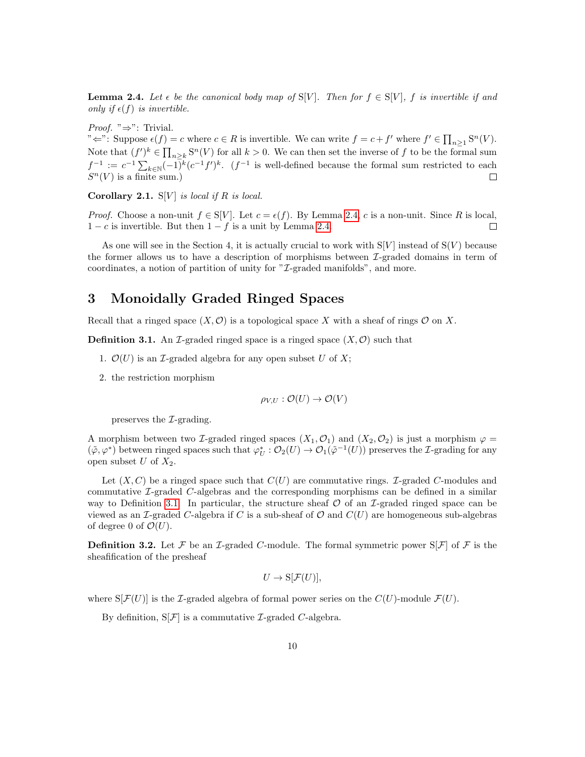**Lemma 2.4.** *Let $\epsilon$ be the canonical body map of $\mathrm{S}[V]$. Then for $f \in \mathrm{S}[V]$, $f$ is invertible if and only if $\epsilon(f)$ is invertible.*

*Proof.* "$\Rightarrow$": Trivial.
"$\Leftarrow$": Suppose $\epsilon(f) = c$ where $c \in R$ is invertible. We can write $f = c + f'$ where $f' \in \prod_{n\geq 1} \mathrm{S}^n(V)$. Note that $(f')^k \in \prod_{n\geq k} \mathrm{S}^n(V)$ for all $k > 0$. We can then set the inverse of $f$ to be the formal sum $f^{-1} := c^{-1} \sum_{k\in\mathbb{N}} (-1)^k (c^{-1} f')^k$. ($f^{-1}$ is well-defined because the formal sum restricted to each $S^n(V)$ is a finite sum.) $\square$

**Corollary 2.1.** *$\mathrm{S}[V]$ is local if $R$ is local.*

*Proof.* Choose a non-unit $f \in \mathrm{S}[V]$. Let $c = \epsilon(f)$. By Lemma 2.4, $c$ is a non-unit. Since $R$ is local, $1 - c$ is invertible. But then $1 - f$ is a unit by Lemma 2.4. $\square$

As one will see in the Section 4, it is actually crucial to work with $\mathrm{S}[V]$ instead of $\mathrm{S}(V)$ because the former allows us to have a description of morphisms between $\mathcal{I}$-graded domains in term of coordinates, a notion of partition of unity for "$\mathcal{I}$-graded manifolds", and more.

# 3 Monoidally Graded Ringed Spaces

Recall that a ringed space $(X, \mathcal{O})$ is a topological space $X$ with a sheaf of rings $\mathcal{O}$ on $X$.

**Definition 3.1.** An $\mathcal{I}$-graded ringed space is a ringed space $(X, \mathcal{O})$ such that

1. $\mathcal{O}(U)$ is an $\mathcal{I}$-graded algebra for any open subset $U$ of $X$;
2. the restriction morphism

$$\rho_{V,U} : \mathcal{O}(U) \to \mathcal{O}(V)$$

preserves the $\mathcal{I}$-grading.

A morphism between two $\mathcal{I}$-graded ringed spaces $(X_1, \mathcal{O}_1)$ and $(X_2, \mathcal{O}_2)$ is just a morphism $\varphi = (\tilde{\varphi}, \varphi^*)$ between ringed spaces such that $\varphi^*_U : \mathcal{O}_2(U) \to \mathcal{O}_1(\tilde{\varphi}^{-1}(U))$ preserves the $\mathcal{I}$-grading for any open subset $U$ of $X_2$.

Let $(X, C)$ be a ringed space such that $C(U)$ are commutative rings. $\mathcal{I}$-graded $C$-modules and commutative $\mathcal{I}$-graded $C$-algebras and the corresponding morphisms can be defined in a similar way to Definition 3.1. In particular, the structure sheaf $\mathcal{O}$ of an $\mathcal{I}$-graded ringed space can be viewed as an $\mathcal{I}$-graded $C$-algebra if $C$ is a sub-sheaf of $\mathcal{O}$ and $C(U)$ are homogeneous sub-algebras of degree 0 of $\mathcal{O}(U)$.

**Definition 3.2.** Let $\mathcal{F}$ be an $\mathcal{I}$-graded $C$-module. The formal symmetric power $\mathrm{S}[\mathcal{F}]$ of $\mathcal{F}$ is the sheafification of the presheaf

$$U \to \mathrm{S}[\mathcal{F}(U)],$$

where $\mathrm{S}[\mathcal{F}(U)]$ is the $\mathcal{I}$-graded algebra of formal power series on the $C(U)$-module $\mathcal{F}(U)$.

By definition, $\mathrm{S}[\mathcal{F}]$ is a commutative $\mathcal{I}$-graded $C$-algebra.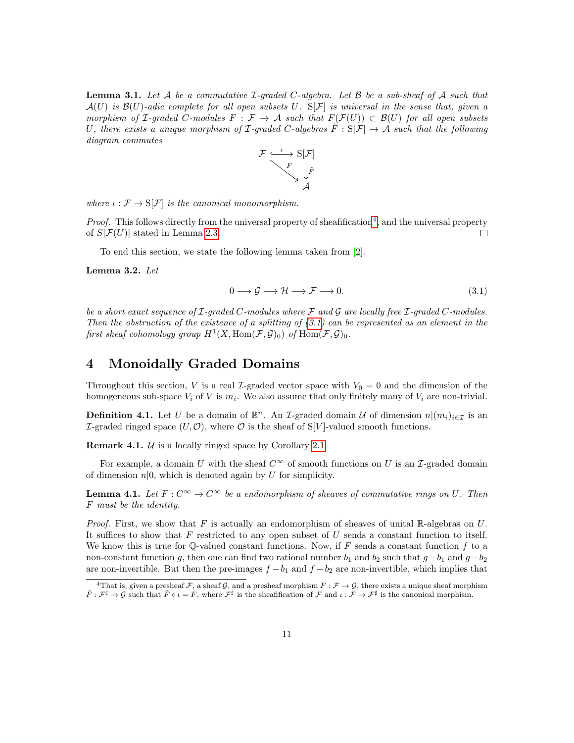**Lemma 3.1.** *Let $\mathcal{A}$ be a commutative $\mathcal{I}$-graded $C$-algebra. Let $\mathcal{B}$ be a sub-sheaf of $\mathcal{A}$ such that $\mathcal{A}(U)$ is $\mathcal{B}(U)$-adic complete for all open subsets $U$. $\mathrm{S}[\mathcal{F}]$ is universal in the sense that, given a morphism of $\mathcal{I}$-graded $C$-modules $F : \mathcal{F} \to \mathcal{A}$ such that $F(\mathcal{F}(U)) \subset \mathcal{B}(U)$ for all open subsets $U$, there exists a unique morphism of $\mathcal{I}$-graded $C$-algebras $\tilde{F} : \mathrm{S}[\mathcal{F}] \to \mathcal{A}$ such that the following diagram commutes*

$$\begin{array}{ccc} \mathcal{F} & \overset{\iota}{\hookrightarrow} & \mathrm{S}[\mathcal{F}] \\ & {\scriptstyle F}\searrow & \downarrow{\scriptstyle \tilde{F}} \\ & & \mathcal{A} \end{array}$$

*where $\iota : \mathcal{F} \to \mathrm{S}[\mathcal{F}]$ is the canonical monomorphism.*

*Proof.* This follows directly from the universal property of sheafification[4], and the universal property of $S[\mathcal{F}(U)]$ stated in Lemma 2.3. $\square$

To end this section, we state the following lemma taken from [2].

**Lemma 3.2.** *Let*

$$0 \longrightarrow \mathcal{G} \longrightarrow \mathcal{H} \longrightarrow \mathcal{F} \longrightarrow 0. \tag{3.1}$$

*be a short exact sequence of $\mathcal{I}$-graded $C$-modules where $\mathcal{F}$ and $\mathcal{G}$ are locally free $\mathcal{I}$-graded $C$-modules. Then the obstruction of the existence of a splitting of (3.1) can be represented as an element in the first sheaf cohomology group $H^1(X, \mathrm{Hom}(\mathcal{F}, \mathcal{G})_0)$ of $\mathrm{Hom}(\mathcal{F}, \mathcal{G})_0$.*

# 4 Monoidally Graded Domains

Throughout this section, $V$ is a real $\mathcal{I}$-graded vector space with $V_0 = 0$ and the dimension of the homogeneous sub-space $V_i$ of $V$ is $m_i$. We also assume that only finitely many of $V_i$ are non-trivial.

**Definition 4.1.** Let $U$ be a domain of $\mathbb{R}^n$. An $\mathcal{I}$-graded domain $\mathcal{U}$ of dimension $n|(m_i)_{i\in\mathcal{I}}$ is an $\mathcal{I}$-graded ringed space $(U, \mathcal{O})$, where $\mathcal{O}$ is the sheaf of $\mathrm{S}[V]$-valued smooth functions.

**Remark 4.1.** $\mathcal{U}$ is a locally ringed space by Corollary 2.1.

For example, a domain $U$ with the sheaf $C^\infty$ of smooth functions on $U$ is an $\mathcal{I}$-graded domain of dimension $n|0$, which is denoted again by $U$ for simplicity.

**Lemma 4.1.** *Let $F : C^\infty \to C^\infty$ be a endomorphism of sheaves of commutative rings on $U$. Then $F$ must be the identity.*

*Proof.* First, we show that $F$ is actually an endomorphism of sheaves of unital $\mathbb{R}$-algebras on $U$. It suffices to show that $F$ restricted to any open subset of $U$ sends a constant function to itself. We know this is true for $\mathbb{Q}$-valued constant functions. Now, if $F$ sends a constant function $f$ to a non-constant function $g$, then one can find two rational number $b_1$ and $b_2$ such that $g - b_1$ and $g - b_2$ are non-invertible. But then the pre-images $f - b_1$ and $f - b_2$ are non-invertible, which implies that

[4] That is, given a presheaf $\mathcal{F}$, a sheaf $\mathcal{G}$, and a presheaf morphism $F : \mathcal{F} \to \mathcal{G}$, there exists a unique sheaf morphism $\tilde{F} : \mathcal{F}^\sharp \to \mathcal{G}$ such that $\tilde{F} \circ \iota = F$, where $\mathcal{F}^\sharp$ is the sheafification of $\mathcal{F}$ and $\iota : \mathcal{F} \to \mathcal{F}^\sharp$ is the canonical morphism.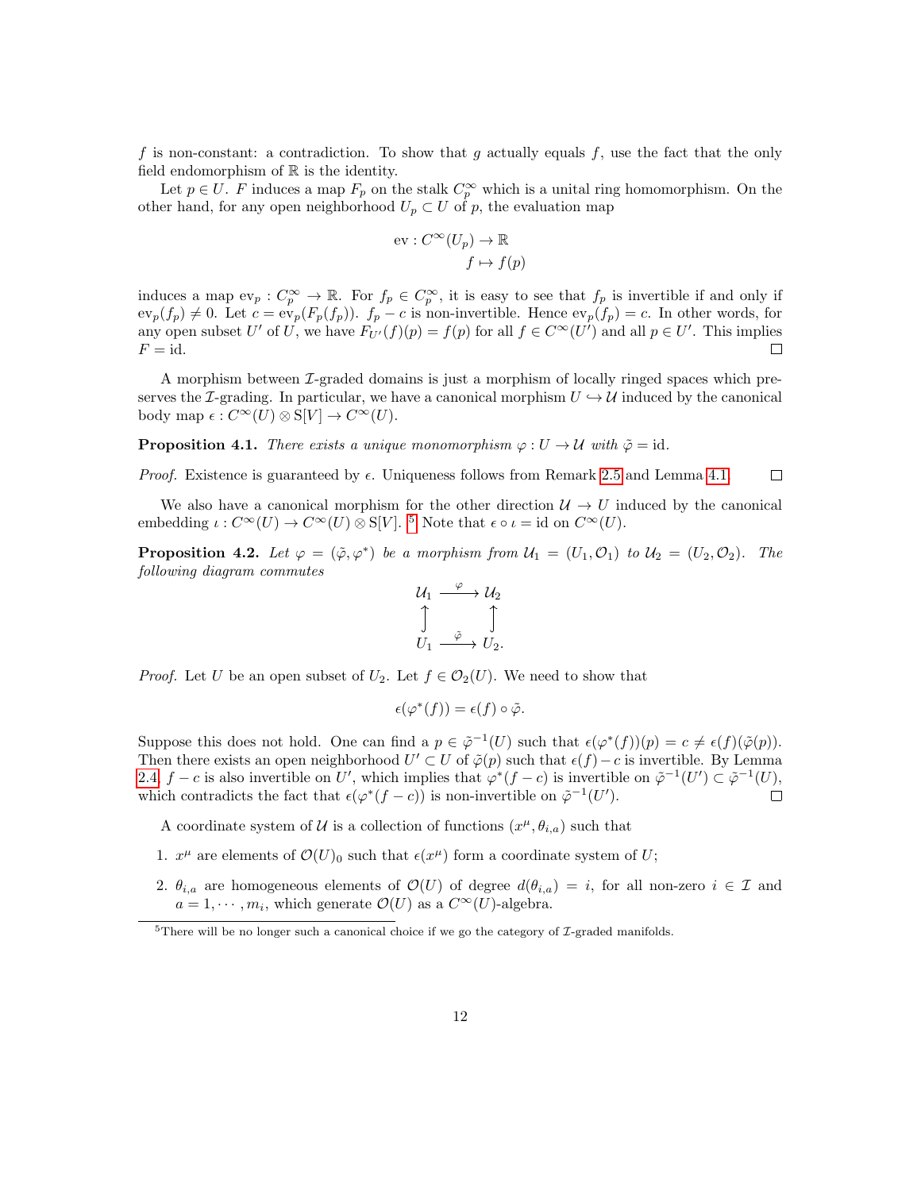$f$ is non-constant: a contradiction. To show that $g$ actually equals $f$, use the fact that the only field endomorphism of $\mathbb{R}$ is the identity.

Let $p \in U$. $F$ induces a map $F_p$ on the stalk $C_p^\infty$ which is a unital ring homomorphism. On the other hand, for any open neighborhood $U_p \subset U$ of $p$, the evaluation map

$$\begin{aligned} \mathrm{ev} : C^\infty(U_p) &\to \mathbb{R} \\ f &\mapsto f(p) \end{aligned}$$

induces a map $\mathrm{ev}_p : C_p^\infty \to \mathbb{R}$. For $f_p \in C_p^\infty$, it is easy to see that $f_p$ is invertible if and only if $\mathrm{ev}_p(f_p) \neq 0$. Let $c = \mathrm{ev}_p(F_p(f_p))$. $f_p - c$ is non-invertible. Hence $\mathrm{ev}_p(f_p) = c$. In other words, for any open subset $U'$ of $U$, we have $F_{U'}(f)(p) = f(p)$ for all $f \in C^\infty(U')$ and all $p \in U'$. This implies $F = \mathrm{id}$. □

A morphism between $\mathcal{I}$-graded domains is just a morphism of locally ringed spaces which preserves the $\mathcal{I}$-grading. In particular, we have a canonical morphism $U \hookrightarrow \mathcal{U}$ induced by the canonical body map $\epsilon : C^\infty(U) \otimes \mathrm{S}[V] \to C^\infty(U)$.

**Proposition 4.1.** *There exists a unique monomorphism $\varphi : U \to \mathcal{U}$ with $\tilde{\varphi} = \mathrm{id}$.*

*Proof.* Existence is guaranteed by $\epsilon$. Uniqueness follows from Remark 2.5 and Lemma 4.1. □

We also have a canonical morphism for the other direction $\mathcal{U} \to U$ induced by the canonical embedding $\iota : C^\infty(U) \to C^\infty(U) \otimes \mathrm{S}[V]$. [5] Note that $\epsilon \circ \iota = \mathrm{id}$ on $C^\infty(U)$.

**Proposition 4.2.** *Let $\varphi = (\tilde{\varphi}, \varphi^*)$ be a morphism from $\mathcal{U}_1 = (U_1, \mathcal{O}_1)$ to $\mathcal{U}_2 = (U_2, \mathcal{O}_2)$. The following diagram commutes*

$$\begin{array}{ccc} \mathcal{U}_1 & \xrightarrow{\varphi} & \mathcal{U}_2 \\ \uparrow & & \uparrow \\ U_1 & \xrightarrow{\tilde{\varphi}} & U_2. \end{array}$$

*Proof.* Let $U$ be an open subset of $U_2$. Let $f \in \mathcal{O}_2(U)$. We need to show that

$$\epsilon(\varphi^*(f)) = \epsilon(f) \circ \tilde{\varphi}.$$

Suppose this does not hold. One can find a $p \in \tilde{\varphi}^{-1}(U)$ such that $\epsilon(\varphi^*(f))(p) = c \neq \epsilon(f)(\tilde{\varphi}(p))$. Then there exists an open neighborhood $U' \subset U$ of $\tilde{\varphi}(p)$ such that $\epsilon(f) - c$ is invertible. By Lemma 2.4, $f - c$ is also invertible on $U'$, which implies that $\varphi^*(f - c)$ is invertible on $\tilde{\varphi}^{-1}(U') \subset \tilde{\varphi}^{-1}(U)$, which contradicts the fact that $\epsilon(\varphi^*(f - c))$ is non-invertible on $\tilde{\varphi}^{-1}(U')$. □

A coordinate system of $\mathcal{U}$ is a collection of functions $(x^\mu, \theta_{i,a})$ such that

1. $x^\mu$ are elements of $\mathcal{O}(U)_0$ such that $\epsilon(x^\mu)$ form a coordinate system of $U$;
2. $\theta_{i,a}$ are homogeneous elements of $\mathcal{O}(U)$ of degree $d(\theta_{i,a}) = i$, for all non-zero $i \in \mathcal{I}$ and $a = 1, \cdots, m_i$, which generate $\mathcal{O}(U)$ as a $C^\infty(U)$-algebra.

[5] There will be no longer such a canonical choice if we go the category of $\mathcal{I}$-graded manifolds.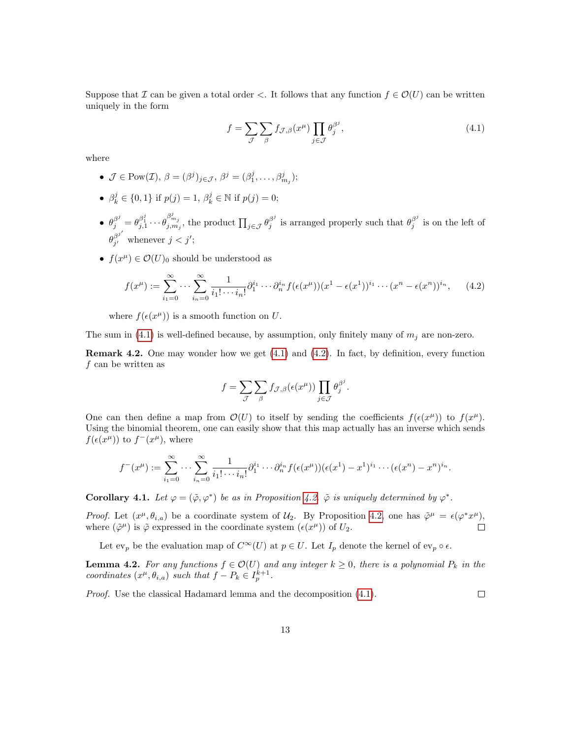Suppose that $\mathcal{I}$ can be given a total order $<$. It follows that any function $f \in \mathcal{O}(U)$ can be written uniquely in the form

$$f = \sum_{\mathcal{J}} \sum_{\beta} f_{\mathcal{J},\beta}(x^\mu) \prod_{j \in \mathcal{J}} \theta_j^{\beta^j}, \tag{4.1}$$

where

- $\mathcal{J} \in \mathrm{Pow}(\mathcal{I})$, $\beta = (\beta^j)_{j \in \mathcal{J}}$, $\beta^j = (\beta_1^j, \dots, \beta_{m_j}^j)$;
- $\beta_k^j \in \{0, 1\}$ if $p(j) = 1$, $\beta_k^j \in \mathbb{N}$ if $p(j) = 0$;
- $\theta_j^{\beta^j} = \theta_{j,1}^{\beta_1^j} \cdots \theta_{j,m_j}^{\beta_{m_j}^j}$, the product $\prod_{j \in \mathcal{J}} \theta_j^{\beta^j}$ is arranged properly such that $\theta_j^{\beta^j}$ is on the left of $\theta_{j'}^{\beta^{j'}}$ whenever $j < j'$;
- $f(x^\mu) \in \mathcal{O}(U)_0$ should be understood as

$$f(x^\mu) := \sum_{i_1=0}^{\infty} \cdots \sum_{i_n=0}^{\infty} \frac{1}{i_1! \cdots i_n!} \partial_1^{i_1} \cdots \partial_n^{i_n} f(\epsilon(x^\mu))(x^1 - \epsilon(x^1))^{i_1} \cdots (x^n - \epsilon(x^n))^{i_n}, \tag{4.2}$$

  where $f(\epsilon(x^\mu))$ is a smooth function on $U$.

The sum in (4.1) is well-defined because, by assumption, only finitely many of $m_j$ are non-zero.

**Remark 4.2.** One may wonder how we get (4.1) and (4.2). In fact, by definition, every function $f$ can be written as

$$f = \sum_{\mathcal{J}} \sum_{\beta} f_{\mathcal{J},\beta}(\epsilon(x^\mu)) \prod_{j \in \mathcal{J}} \theta_j^{\beta^j}.$$

One can then define a map from $\mathcal{O}(U)$ to itself by sending the coefficients $f(\epsilon(x^\mu))$ to $f(x^\mu)$. Using the binomial theorem, one can easily show that this map actually has an inverse which sends $f(\epsilon(x^\mu))$ to $f^-(x^\mu)$, where

$$f^-(x^\mu) := \sum_{i_1=0}^{\infty} \cdots \sum_{i_n=0}^{\infty} \frac{1}{i_1! \cdots i_n!} \partial_1^{i_1} \cdots \partial_n^{i_n} f(\epsilon(x^\mu))(\epsilon(x^1) - x^1)^{i_1} \cdots (\epsilon(x^n) - x^n)^{i_n}.$$

**Corollary 4.1.** *Let $\varphi = (\tilde{\varphi}, \varphi^*)$ be as in Proposition 4.2. $\tilde{\varphi}$ is uniquely determined by $\varphi^*$.*

*Proof.* Let $(x^\mu, \theta_{i,a})$ be a coordinate system of $\mathcal{U}_2$. By Proposition 4.2, one has $\tilde{\varphi}^\mu = \epsilon(\varphi^* x^\mu)$, where $(\tilde{\varphi}^\mu)$ is $\tilde{\varphi}$ expressed in the coordinate system $(\epsilon(x^\mu))$ of $U_2$. $\square$

Let $\mathrm{ev}_p$ be the evaluation map of $C^\infty(U)$ at $p \in U$. Let $I_p$ denote the kernel of $\mathrm{ev}_p \circ \epsilon$.

**Lemma 4.2.** *For any functions $f \in \mathcal{O}(U)$ and any integer $k \geq 0$, there is a polynomial $P_k$ in the coordinates $(x^\mu, \theta_{i,a})$ such that $f - P_k \in I_p^{k+1}$.*

*Proof.* Use the classical Hadamard lemma and the decomposition (4.1). $\square$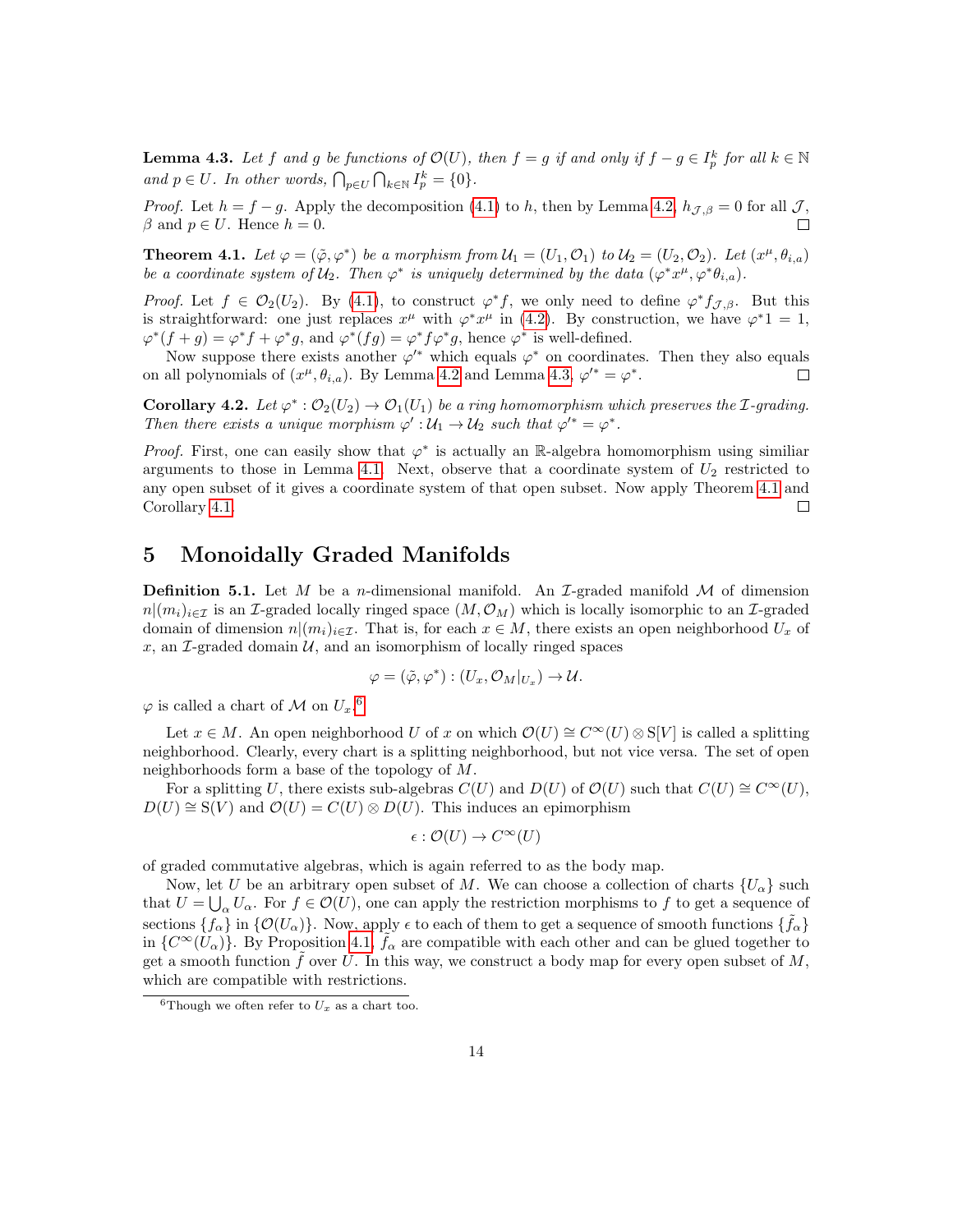**Lemma 4.3.** *Let $f$ and $g$ be functions of $\mathcal{O}(U)$, then $f = g$ if and only if $f - g \in I_p^k$ for all $k \in \mathbb{N}$ and $p \in U$. In other words, $\bigcap_{p\in U} \bigcap_{k\in\mathbb{N}} I_p^k = \{0\}$.*

*Proof.* Let $h = f - g$. Apply the decomposition (4.1) to $h$, then by Lemma 4.2, $h_{\mathcal{J},\beta} = 0$ for all $\mathcal{J}$, $\beta$ and $p \in U$. Hence $h = 0$. ◻

**Theorem 4.1.** *Let $\varphi = (\tilde{\varphi}, \varphi^*)$ be a morphism from $\mathcal{U}_1 = (U_1, \mathcal{O}_1)$ to $\mathcal{U}_2 = (U_2, \mathcal{O}_2)$. Let $(x^\mu, \theta_{i,a})$ be a coordinate system of $\mathcal{U}_2$. Then $\varphi^*$ is uniquely determined by the data $(\varphi^* x^\mu, \varphi^* \theta_{i,a})$.*

*Proof.* Let $f \in \mathcal{O}_2(U_2)$. By (4.1), to construct $\varphi^* f$, we only need to define $\varphi^* f_{\mathcal{J},\beta}$. But this is straightforward: one just replaces $x^\mu$ with $\varphi^* x^\mu$ in (4.2). By construction, we have $\varphi^* 1 = 1$, $\varphi^*(f + g) = \varphi^* f + \varphi^* g$, and $\varphi^*(fg) = \varphi^* f \varphi^* g$, hence $\varphi^*$ is well-defined.

Now suppose there exists another $\varphi'^*$ which equals $\varphi^*$ on coordinates. Then they also equals on all polynomials of $(x^\mu, \theta_{i,a})$. By Lemma 4.2 and Lemma 4.3, $\varphi'^* = \varphi^*$. ◻

**Corollary 4.2.** *Let $\varphi^* : \mathcal{O}_2(U_2) \to \mathcal{O}_1(U_1)$ be a ring homomorphism which preserves the $\mathcal{I}$-grading. Then there exists a unique morphism $\varphi' : \mathcal{U}_1 \to \mathcal{U}_2$ such that $\varphi'^* = \varphi^*$.*

*Proof.* First, one can easily show that $\varphi^*$ is actually an $\mathbb{R}$-algebra homomorphism using similiar arguments to those in Lemma 4.1. Next, observe that a coordinate system of $U_2$ restricted to any open subset of it gives a coordinate system of that open subset. Now apply Theorem 4.1 and Corollary 4.1. ◻

# 5 Monoidally Graded Manifolds

**Definition 5.1.** Let $M$ be a $n$-dimensional manifold. An $\mathcal{I}$-graded manifold $\mathcal{M}$ of dimension $n|(m_i)_{i\in\mathcal{I}}$ is an $\mathcal{I}$-graded locally ringed space $(M, \mathcal{O}_M)$ which is locally isomorphic to an $\mathcal{I}$-graded domain of dimension $n|(m_i)_{i\in\mathcal{I}}$. That is, for each $x \in M$, there exists an open neighborhood $U_x$ of $x$, an $\mathcal{I}$-graded domain $\mathcal{U}$, and an isomorphism of locally ringed spaces

$$\varphi = (\tilde{\varphi}, \varphi^*) : (U_x, \mathcal{O}_M|_{U_x}) \to \mathcal{U}.$$

$\varphi$ is called a chart of $\mathcal{M}$ on $U_x$.[6]

Let $x \in M$. An open neighborhood $U$ of $x$ on which $\mathcal{O}(U) \cong C^\infty(U) \otimes \mathrm{S}[V]$ is called a splitting neighborhood. Clearly, every chart is a splitting neighborhood, but not vice versa. The set of open neighborhoods form a base of the topology of $M$.

For a splitting $U$, there exists sub-algebras $C(U)$ and $D(U)$ of $\mathcal{O}(U)$ such that $C(U) \cong C^\infty(U)$, $D(U) \cong \mathrm{S}(V)$ and $\mathcal{O}(U) = C(U) \otimes D(U)$. This induces an epimorphism

$$\epsilon : \mathcal{O}(U) \to C^\infty(U)$$

of graded commutative algebras, which is again referred to as the body map.

Now, let $U$ be an arbitrary open subset of $M$. We can choose a collection of charts $\{U_\alpha\}$ such that $U = \bigcup_\alpha U_\alpha$. For $f \in \mathcal{O}(U)$, one can apply the restriction morphisms to $f$ to get a sequence of sections $\{f_\alpha\}$ in $\{\mathcal{O}(U_\alpha)\}$. Now, apply $\epsilon$ to each of them to get a sequence of smooth functions $\{\tilde{f}_\alpha\}$ in $\{C^\infty(U_\alpha)\}$. By Proposition 4.1, $\tilde{f}_\alpha$ are compatible with each other and can be glued together to get a smooth function $\tilde{f}$ over $U$. In this way, we construct a body map for every open subset of $M$, which are compatible with restrictions.

[6] Though we often refer to $U_x$ as a chart too.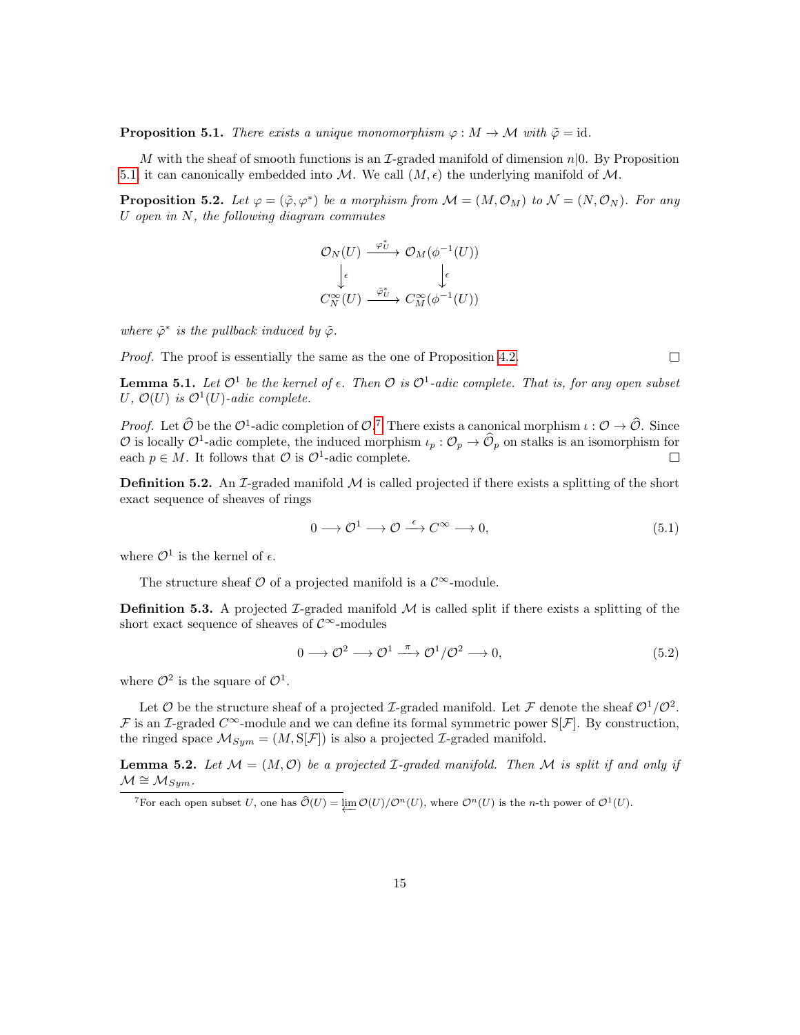**Proposition 5.1.** *There exists a unique monomorphism $\varphi : M \to \mathcal{M}$ with $\tilde{\varphi} = \mathrm{id}$.*

$M$ with the sheaf of smooth functions is an $\mathcal{I}$-graded manifold of dimension $n|0$. By Proposition 5.1, it can canonically embedded into $\mathcal{M}$. We call $(M, \epsilon)$ the underlying manifold of $\mathcal{M}$.

**Proposition 5.2.** *Let $\varphi = (\tilde{\varphi}, \varphi^*)$ be a morphism from $\mathcal{M} = (M, \mathcal{O}_M)$ to $\mathcal{N} = (N, \mathcal{O}_N)$. For any $U$ open in $N$, the following diagram commutes*

$$\begin{array}{ccc} \mathcal{O}_N(U) & \xrightarrow{\varphi_U^*} & \mathcal{O}_M(\phi^{-1}(U)) \\ \downarrow{\scriptstyle \epsilon} & & \downarrow{\scriptstyle \epsilon} \\ C_N^\infty(U) & \xrightarrow{\tilde{\varphi}_U^*} & C_M^\infty(\phi^{-1}(U)) \end{array}$$

*where $\tilde{\varphi}^*$ is the pullback induced by $\tilde{\varphi}$.*

*Proof.* The proof is essentially the same as the one of Proposition 4.2. $\square$

**Lemma 5.1.** *Let $\mathcal{O}^1$ be the kernel of $\epsilon$. Then $\mathcal{O}$ is $\mathcal{O}^1$-adic complete. That is, for any open subset $U$, $\mathcal{O}(U)$ is $\mathcal{O}^1(U)$-adic complete.*

*Proof.* Let $\widehat{\mathcal{O}}$ be the $\mathcal{O}^1$-adic completion of $\mathcal{O}$.[7] There exists a canonical morphism $\iota : \mathcal{O} \to \widehat{\mathcal{O}}$. Since $\mathcal{O}$ is locally $\mathcal{O}^1$-adic complete, the induced morphism $\iota_p : \mathcal{O}_p \to \widehat{\mathcal{O}}_p$ on stalks is an isomorphism for each $p \in M$. It follows that $\mathcal{O}$ is $\mathcal{O}^1$-adic complete. $\square$

**Definition 5.2.** An $\mathcal{I}$-graded manifold $\mathcal{M}$ is called projected if there exists a splitting of the short exact sequence of sheaves of rings

$$0 \longrightarrow \mathcal{O}^1 \longrightarrow \mathcal{O} \xrightarrow{\epsilon} C^\infty \longrightarrow 0, \tag{5.1}$$

where $\mathcal{O}^1$ is the kernel of $\epsilon$.

The structure sheaf $\mathcal{O}$ of a projected manifold is a $\mathcal{C}^\infty$-module.

**Definition 5.3.** A projected $\mathcal{I}$-graded manifold $\mathcal{M}$ is called split if there exists a splitting of the short exact sequence of sheaves of $\mathcal{C}^\infty$-modules

$$0 \longrightarrow \mathcal{O}^2 \longrightarrow \mathcal{O}^1 \xrightarrow{\pi} \mathcal{O}^1/\mathcal{O}^2 \longrightarrow 0, \tag{5.2}$$

where $\mathcal{O}^2$ is the square of $\mathcal{O}^1$.

Let $\mathcal{O}$ be the structure sheaf of a projected $\mathcal{I}$-graded manifold. Let $\mathcal{F}$ denote the sheaf $\mathcal{O}^1/\mathcal{O}^2$. $\mathcal{F}$ is an $\mathcal{I}$-graded $C^\infty$-module and we can define its formal symmetric power $\mathrm{S}[\mathcal{F}]$. By construction, the ringed space $\mathcal{M}_{Sym} = (M, \mathrm{S}[\mathcal{F}])$ is also a projected $\mathcal{I}$-graded manifold.

**Lemma 5.2.** *Let $\mathcal{M} = (M, \mathcal{O})$ be a projected $\mathcal{I}$-graded manifold. Then $\mathcal{M}$ is split if and only if $\mathcal{M} \cong \mathcal{M}_{Sym}$.*

[7] For each open subset $U$, one has $\widehat{\mathcal{O}}(U) = \varprojlim \mathcal{O}(U)/\mathcal{O}^n(U)$, where $\mathcal{O}^n(U)$ is the $n$-th power of $\mathcal{O}^1(U)$.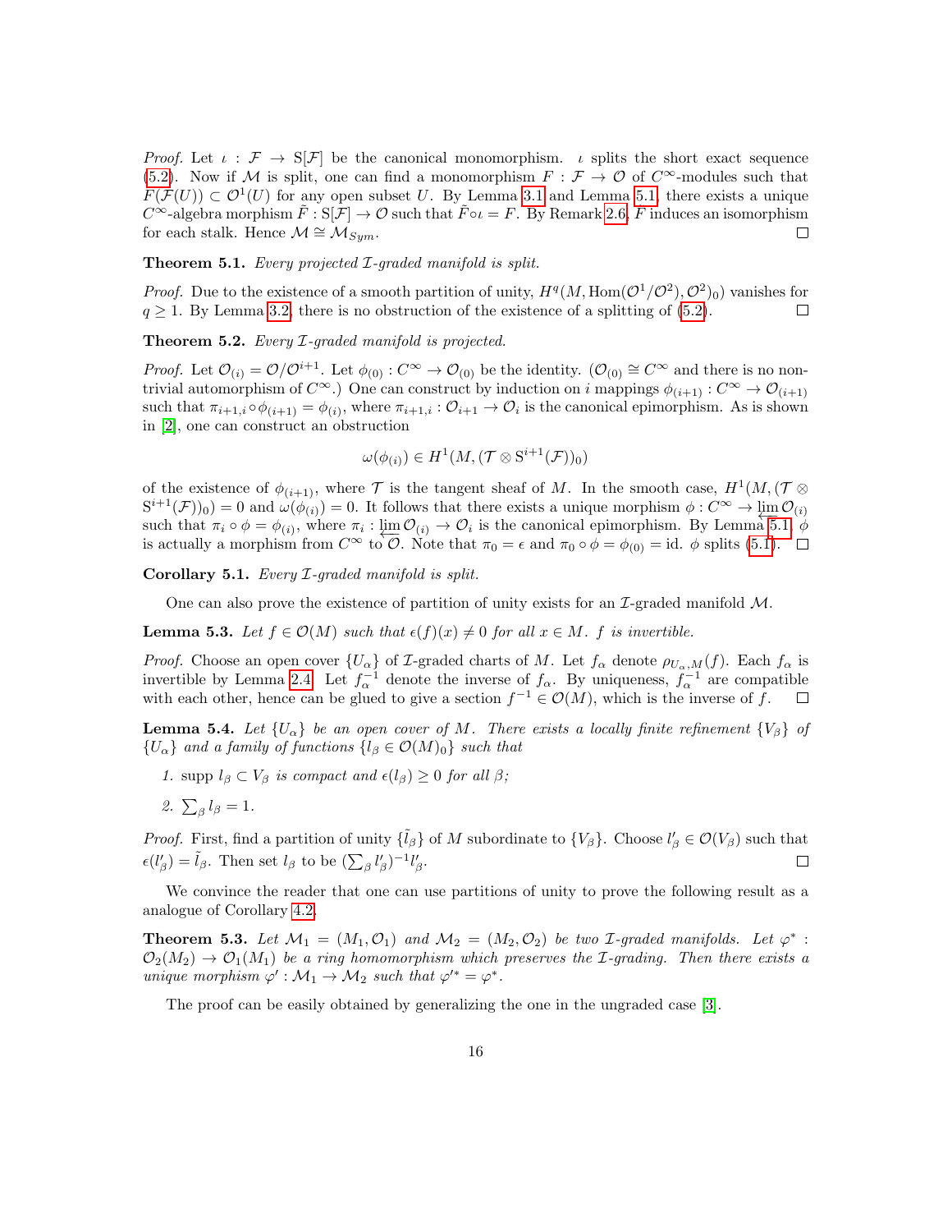*Proof.* Let $\iota : \mathcal{F} \to \mathrm{S}[\mathcal{F}]$ be the canonical monomorphism. $\iota$ splits the short exact sequence (5.2). Now if $\mathcal{M}$ is split, one can find a monomorphism $F : \mathcal{F} \to \mathcal{O}$ of $C^\infty$-modules such that $F(\mathcal{F}(U)) \subset \mathcal{O}^1(U)$ for any open subset $U$. By Lemma 3.1 and Lemma 5.1, there exists a unique $C^\infty$-algebra morphism $\tilde{F} : \mathrm{S}[\mathcal{F}] \to \mathcal{O}$ such that $\tilde{F} \circ \iota = F$. By Remark 2.6, $F$ induces an isomorphism for each stalk. Hence $\mathcal{M} \cong \mathcal{M}_{Sym}$. ☐

**Theorem 5.1.** *Every projected $\mathcal{I}$-graded manifold is split.*

*Proof.* Due to the existence of a smooth partition of unity, $H^q(M, \mathrm{Hom}(\mathcal{O}^1/\mathcal{O}^2), \mathcal{O}^2)_0)$ vanishes for $q \geq 1$. By Lemma 3.2, there is no obstruction of the existence of a splitting of (5.2). ☐

**Theorem 5.2.** *Every $\mathcal{I}$-graded manifold is projected.*

*Proof.* Let $\mathcal{O}_{(i)} = \mathcal{O}/\mathcal{O}^{i+1}$. Let $\phi_{(0)} : C^\infty \to \mathcal{O}_{(0)}$ be the identity. ($\mathcal{O}_{(0)} \cong C^\infty$ and there is no non-trivial automorphism of $C^\infty$.) One can construct by induction on $i$ mappings $\phi_{(i+1)} : C^\infty \to \mathcal{O}_{(i+1)}$ such that $\pi_{i+1,i} \circ \phi_{(i+1)} = \phi_{(i)}$, where $\pi_{i+1,i} : \mathcal{O}_{i+1} \to \mathcal{O}_i$ is the canonical epimorphism. As is shown in [2], one can construct an obstruction

$$\omega(\phi_{(i)}) \in H^1(M, (\mathcal{T} \otimes \mathrm{S}^{i+1}(\mathcal{F}))_0)$$

of the existence of $\phi_{(i+1)}$, where $\mathcal{T}$ is the tangent sheaf of $M$. In the smooth case, $H^1(M, (\mathcal{T} \otimes \mathrm{S}^{i+1}(\mathcal{F}))_0) = 0$ and $\omega(\phi_{(i)}) = 0$. It follows that there exists a unique morphism $\phi : C^\infty \to \varprojlim \mathcal{O}_{(i)}$ such that $\pi_i \circ \phi = \phi_{(i)}$, where $\pi_i : \varprojlim \mathcal{O}_{(i)} \to \mathcal{O}_i$ is the canonical epimorphism. By Lemma 5.1, $\phi$ is actually a morphism from $C^\infty$ to $\mathcal{O}$. Note that $\pi_0 = \epsilon$ and $\pi_0 \circ \phi = \phi_{(0)} = \mathrm{id}$. $\phi$ splits (5.1). ☐

**Corollary 5.1.** *Every $\mathcal{I}$-graded manifold is split.*

One can also prove the existence of partition of unity exists for an $\mathcal{I}$-graded manifold $\mathcal{M}$.

**Lemma 5.3.** *Let $f \in \mathcal{O}(M)$ such that $\epsilon(f)(x) \neq 0$ for all $x \in M$. $f$ is invertible.*

*Proof.* Choose an open cover $\{U_\alpha\}$ of $\mathcal{I}$-graded charts of $M$. Let $f_\alpha$ denote $\rho_{U_\alpha, M}(f)$. Each $f_\alpha$ is invertible by Lemma 2.4. Let $f_\alpha^{-1}$ denote the inverse of $f_\alpha$. By uniqueness, $f_\alpha^{-1}$ are compatible with each other, hence can be glued to give a section $f^{-1} \in \mathcal{O}(M)$, which is the inverse of $f$. ☐

**Lemma 5.4.** *Let $\{U_\alpha\}$ be an open cover of $M$. There exists a locally finite refinement $\{V_\beta\}$ of $\{U_\alpha\}$ and a family of functions $\{l_\beta \in \mathcal{O}(M)_0\}$ such that*

1. *$\mathrm{supp}\, l_\beta \subset V_\beta$ is compact and $\epsilon(l_\beta) \geq 0$ for all $\beta$;*
2. *$\sum_\beta l_\beta = 1$.*

*Proof.* First, find a partition of unity $\{\tilde{l}_\beta\}$ of $M$ subordinate to $\{V_\beta\}$. Choose $l'_\beta \in \mathcal{O}(V_\beta)$ such that $\epsilon(l'_\beta) = \tilde{l}_\beta$. Then set $l_\beta$ to be $(\sum_\beta l'_\beta)^{-1} l'_\beta$. ☐

We convince the reader that one can use partitions of unity to prove the following result as a analogue of Corollary 4.2.

**Theorem 5.3.** *Let $\mathcal{M}_1 = (M_1, \mathcal{O}_1)$ and $\mathcal{M}_2 = (M_2, \mathcal{O}_2)$ be two $\mathcal{I}$-graded manifolds. Let $\varphi^* : \mathcal{O}_2(M_2) \to \mathcal{O}_1(M_1)$ be a ring homomorphism which preserves the $\mathcal{I}$-grading. Then there exists a unique morphism $\varphi' : \mathcal{M}_1 \to \mathcal{M}_2$ such that $\varphi'^* = \varphi^*$.*

The proof can be easily obtained by generalizing the one in the ungraded case [3].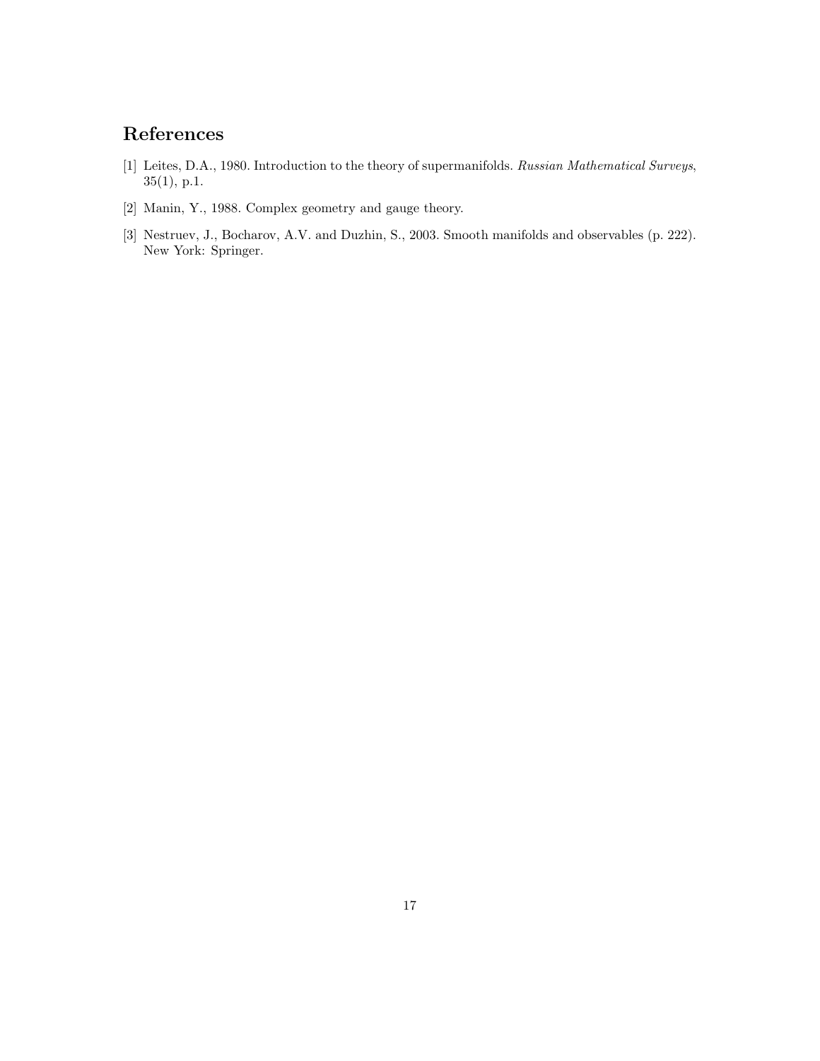## References

[1] Leites, D.A., 1980. Introduction to the theory of supermanifolds. *Russian Mathematical Surveys*, 35(1), p.1.

[2] Manin, Y., 1988. Complex geometry and gauge theory.

[3] Nestruev, J., Bocharov, A.V. and Duzhin, S., 2003. Smooth manifolds and observables (p. 222). New York: Springer.